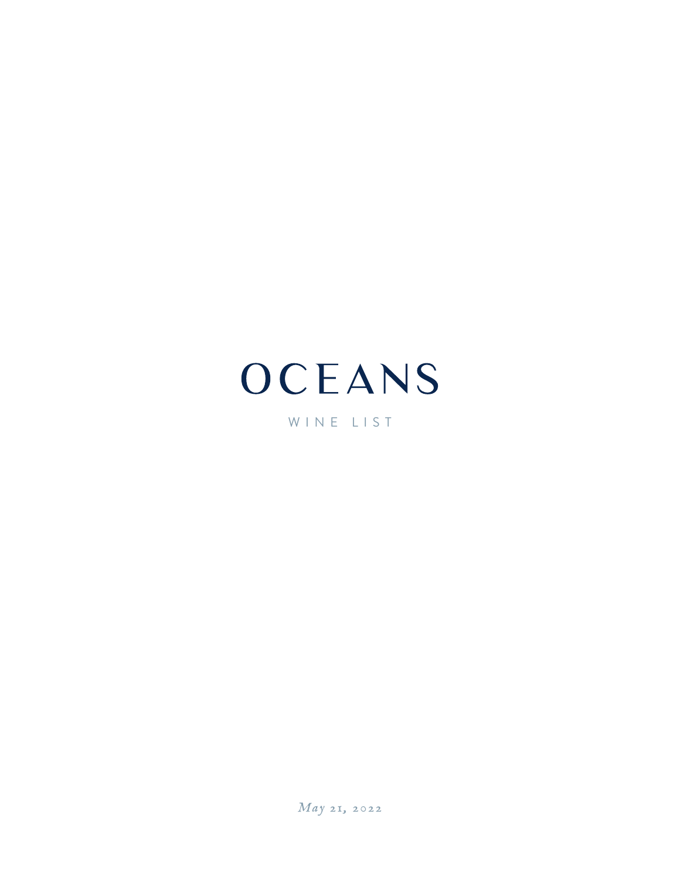# OCEANS

WINE LIST

*May 21, 2022*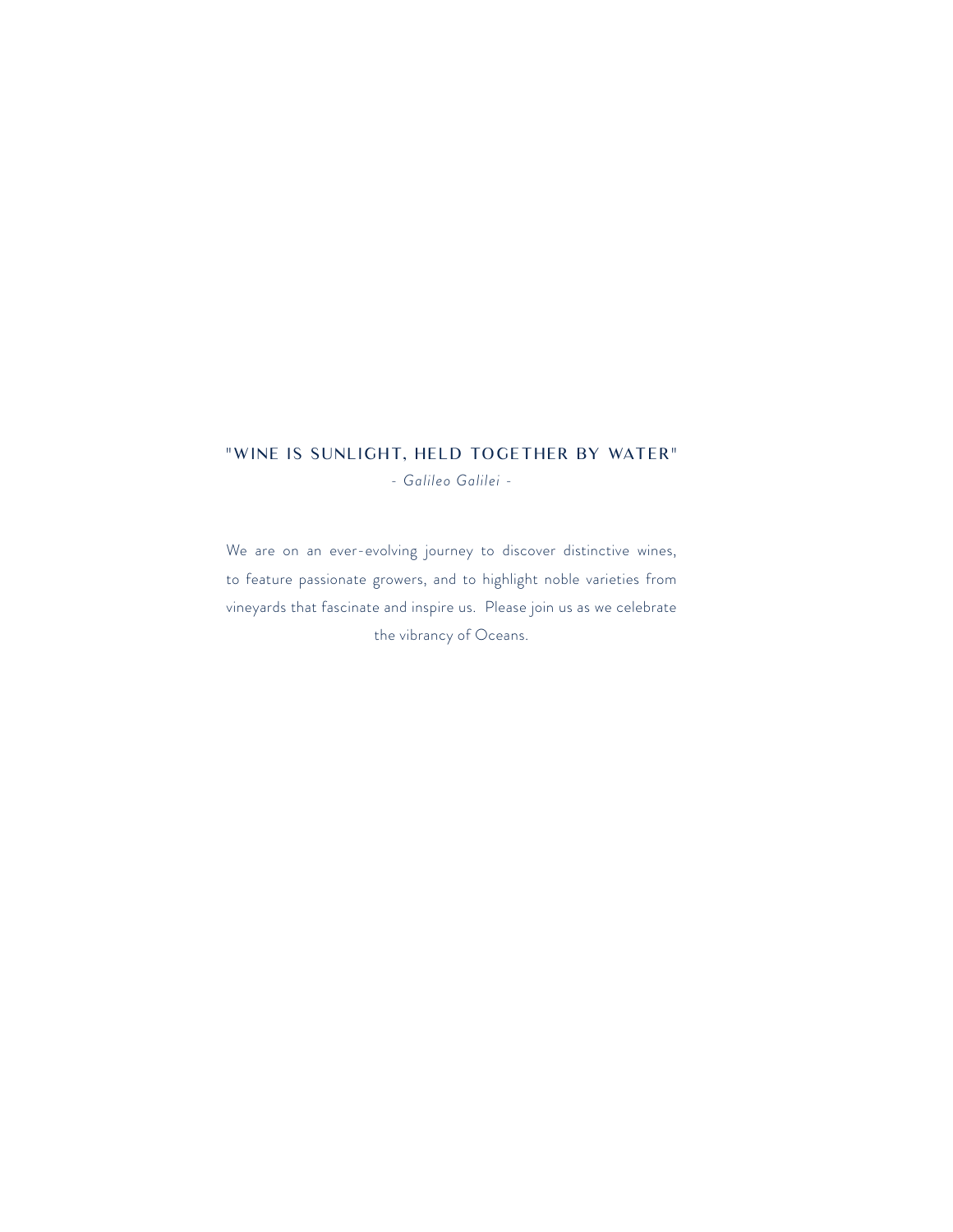## "WINE IS SUNLIGHT, HELD TOGETHER BY WATER"

*- Galileo Galilei -*

We are on an ever-evolving journey to discover distinctive wines, to feature passionate growers, and to highlight noble varieties from vineyards that fascinate and inspire us. Please join us as we celebrate the vibrancy of Oceans.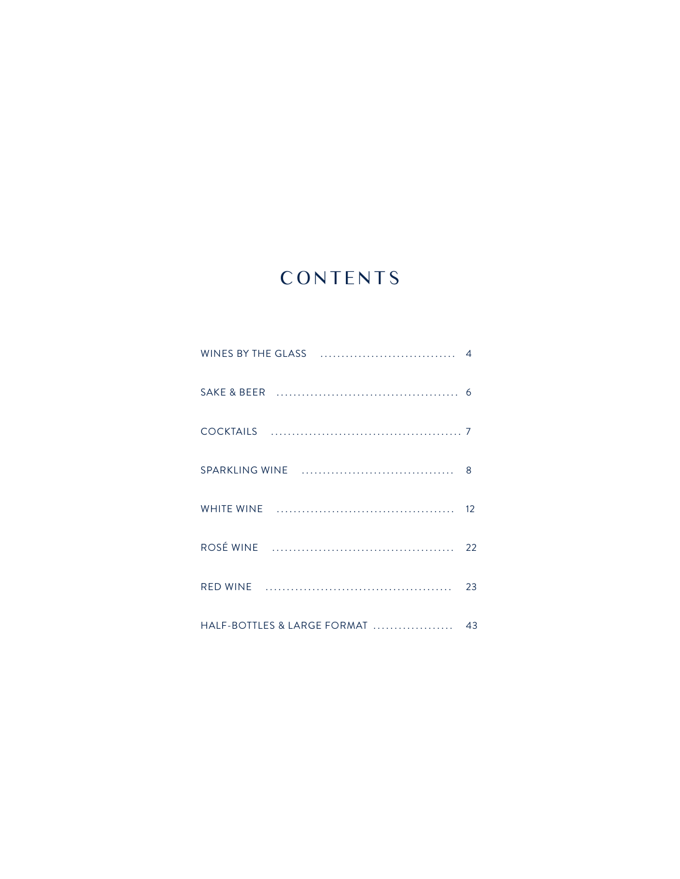# CONTENTS

WINES BY THE GLASS ................................ 4

SAKE & BEER .......................................... 6

COCKTAILS ............................................ 7

SPARKLING WINE ................................... 8

WHITE WINE ......................................... 12

ROSÉ WINE .......................................... 22

RED WINE ........................................... 23

HALF-BOTTLES & LARGE FORMAT .................. 43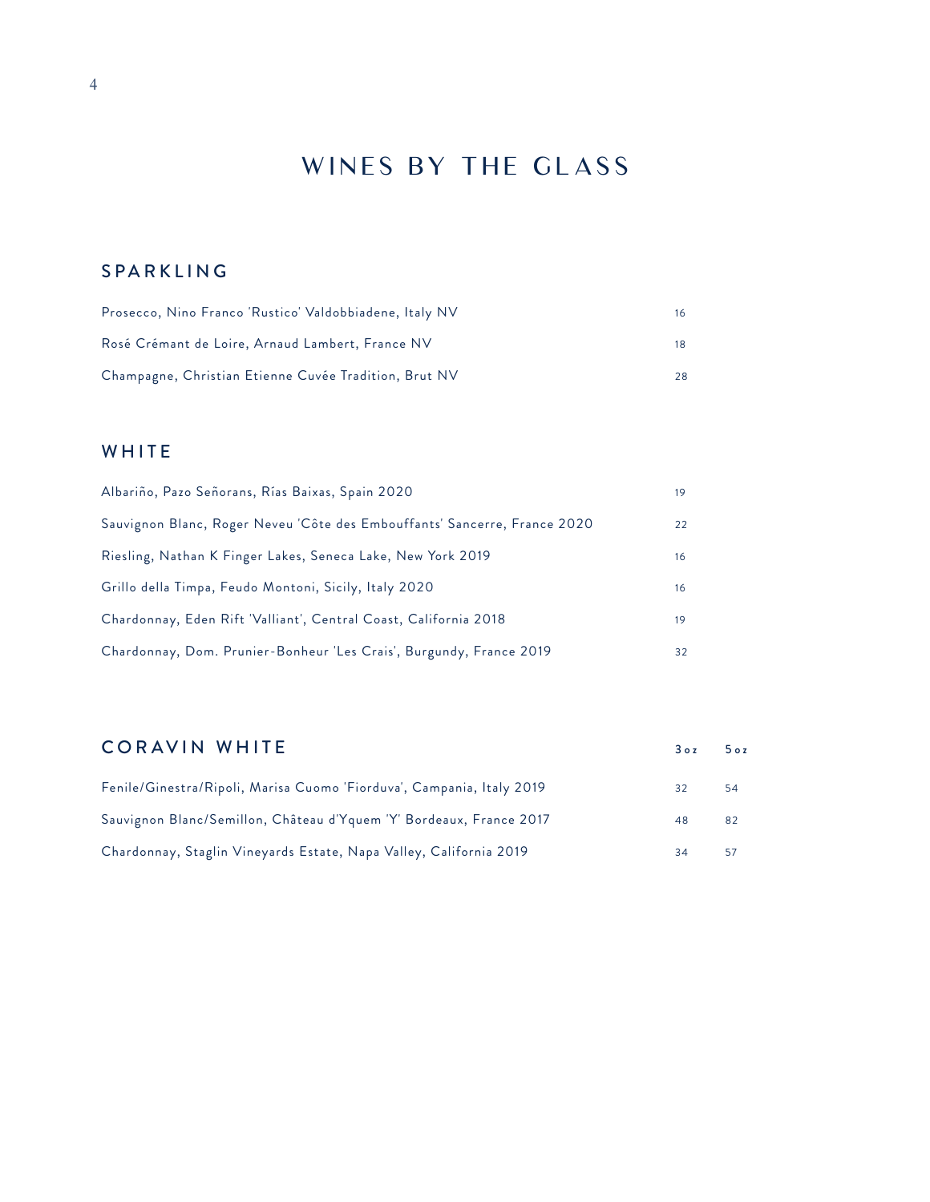# WINES BY THE GLASS

## SPARKLING

| | |
|---|---|
| Prosecco, Nino Franco 'Rustico' Valdobbiadene, Italy NV | 16 |
| Rosé Crémant de Loire, Arnaud Lambert, France NV | 18 |
| Champagne, Christian Etienne Cuvée Tradition, Brut NV | 28 |

## WHITE

| | |
|---|---|
| Albariño, Pazo Señorans, Rías Baixas, Spain 2020 | 19 |
| Sauvignon Blanc, Roger Neveu 'Côte des Embouffants' Sancerre, France 2020 | 22 |
| Riesling, Nathan K Finger Lakes, Seneca Lake, New York 2019 | 16 |
| Grillo della Timpa, Feudo Montoni, Sicily, Italy 2020 | 16 |
| Chardonnay, Eden Rift 'Valliant', Central Coast, California 2018 | 19 |
| Chardonnay, Dom. Prunier-Bonheur 'Les Crais', Burgundy, France 2019 | 32 |

## CORAVIN WHITE

| | 3oz | 5oz |
|---|---|---|
| Fenile/Ginestra/Ripoli, Marisa Cuomo 'Fiorduva', Campania, Italy 2019 | 32 | 54 |
| Sauvignon Blanc/Semillon, Château d'Yquem 'Y' Bordeaux, France 2017 | 48 | 82 |
| Chardonnay, Staglin Vineyards Estate, Napa Valley, California 2019 | 34 | 57 |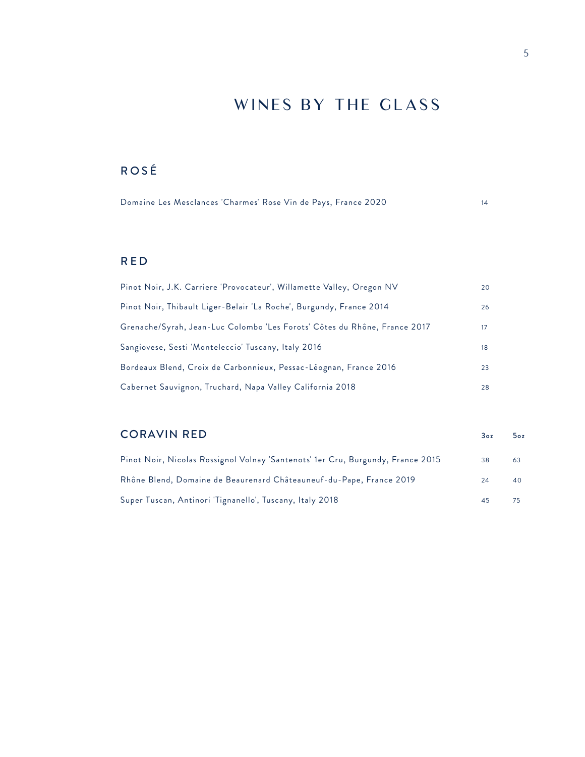# WINES BY THE GLASS

## ROSÉ

| | |
|---|---|
| Domaine Les Mesclances 'Charmes' Rose Vin de Pays, France 2020 | 14 |

## RED

| | |
|---|---|
| Pinot Noir, J.K. Carriere 'Provocateur', Willamette Valley, Oregon NV | 20 |
| Pinot Noir, Thibault Liger-Belair 'La Roche', Burgundy, France 2014 | 26 |
| Grenache/Syrah, Jean-Luc Colombo 'Les Forots' Côtes du Rhône, France 2017 | 17 |
| Sangiovese, Sesti 'Monteleccio' Tuscany, Italy 2016 | 18 |
| Bordeaux Blend, Croix de Carbonnieux, Pessac-Léognan, France 2016 | 23 |
| Cabernet Sauvignon, Truchard, Napa Valley California 2018 | 28 |

## CORAVIN RED

| | 3oz | 5oz |
|---|---|---|
| Pinot Noir, Nicolas Rossignol Volnay 'Santenots' 1er Cru, Burgundy, France 2015 | 38 | 63 |
| Rhône Blend, Domaine de Beaurenard Châteauneuf-du-Pape, France 2019 | 24 | 40 |
| Super Tuscan, Antinori 'Tignanello', Tuscany, Italy 2018 | 45 | 75 |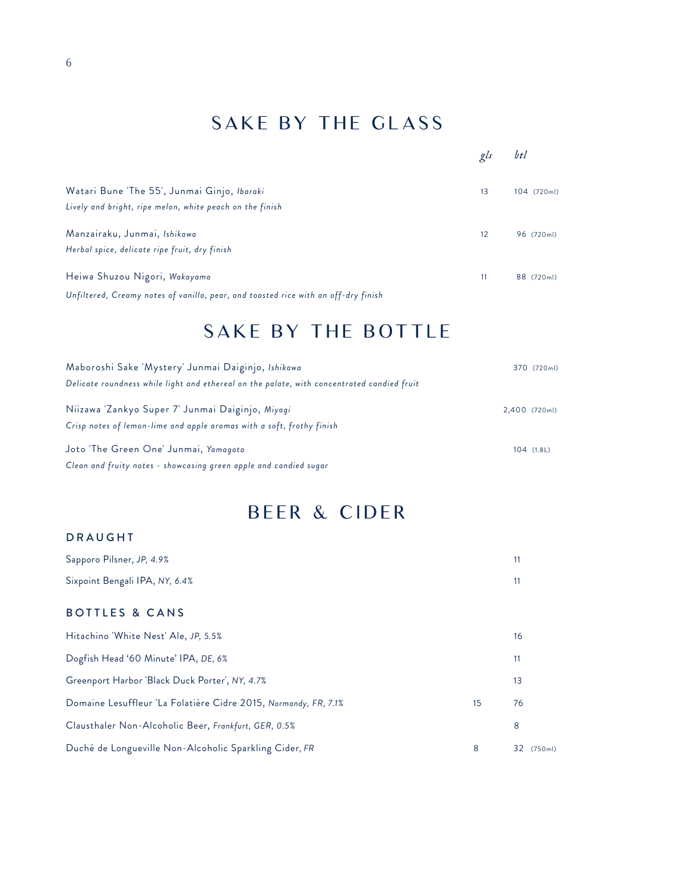# SAKE BY THE GLASS

| | gls | btl |
|---|---|---|
| Watari Bune 'The 55', Junmai Ginjo, *Ibaraki*<br>*Lively and bright, ripe melon, white peach on the finish* | 13 | 104 (720ml) |
| Manzairaku, Junmai, *Ishikawa*<br>*Herbal spice, delicate ripe fruit, dry finish* | 12 | 96 (720ml) |
| Heiwa Shuzou Nigori, *Wakayama*<br>*Unfiltered, Creamy notes of vanilla, pear, and toasted rice with an off-dry finish* | 11 | 88 (720ml) |

# SAKE BY THE BOTTLE

| | |
|---|---|
| Maboroshi Sake 'Mystery' Junmai Daiginjo, *Ishikawa*<br>*Delicate roundness while light and ethereal on the palate, with concentrated candied fruit* | 370 (720ml) |
| Niizawa 'Zankyo Super 7' Junmai Daiginjo, *Miyagi*<br>*Crisp notes of lemon-lime and apple aromas with a soft, frothy finish* | 2,400 (720ml) |
| Joto 'The Green One' Junmai, *Yamagata*<br>*Clean and fruity notes - showcasing green apple and candied sugar* | 104 (1.8L) |

# BEER & CIDER

## DRAUGHT

| | | |
|---|---|---|
| Sapporo Pilsner, *JP, 4.9%* | | 11 |
| Sixpoint Bengali IPA, *NY, 6.4%* | | 11 |

## BOTTLES & CANS

| | | |
|---|---|---|
| Hitachino 'White Nest' Ale, *JP, 5.5%* | | 16 |
| Dogfish Head '60 Minute' IPA, *DE, 6%* | | 11 |
| Greenport Harbor 'Black Duck Porter', *NY, 4.7%* | | 13 |
| Domaine Lesuffleur 'La Folatière Cidre 2015, *Normandy, FR, 7.1%* | 15 | 76 |
| Clausthaler Non-Alcoholic Beer, *Frankfurt, GER, 0.5%* | | 8 |
| Duché de Longueville Non-Alcoholic Sparkling Cider, *FR* | 8 | 32 (750ml) |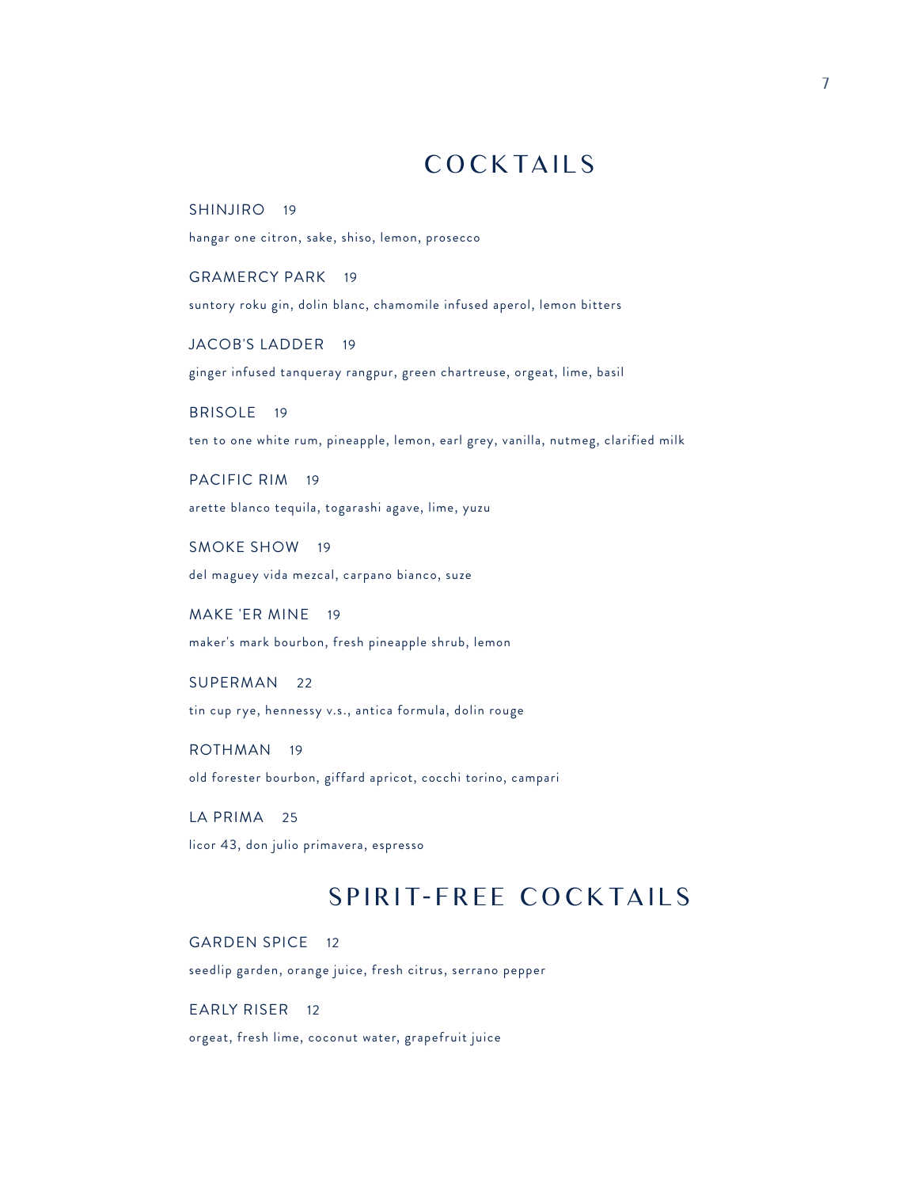# COCKTAILS

SHINJIRO 19

hangar one citron, sake, shiso, lemon, prosecco

GRAMERCY PARK 19

suntory roku gin, dolin blanc, chamomile infused aperol, lemon bitters

JACOB'S LADDER 19

ginger infused tanqueray rangpur, green chartreuse, orgeat, lime, basil

BRISOLE 19

ten to one white rum, pineapple, lemon, earl grey, vanilla, nutmeg, clarified milk

PACIFIC RIM 19

arette blanco tequila, togarashi agave, lime, yuzu

SMOKE SHOW 19

del maguey vida mezcal, carpano bianco, suze

MAKE 'ER MINE 19

maker's mark bourbon, fresh pineapple shrub, lemon

SUPERMAN 22

tin cup rye, hennessy v.s., antica formula, dolin rouge

ROTHMAN 19

old forester bourbon, giffard apricot, cocchi torino, campari

LA PRIMA 25

licor 43, don julio primavera, espresso

# SPIRIT-FREE COCKTAILS

GARDEN SPICE 12

seedlip garden, orange juice, fresh citrus, serrano pepper

EARLY RISER 12

orgeat, fresh lime, coconut water, grapefruit juice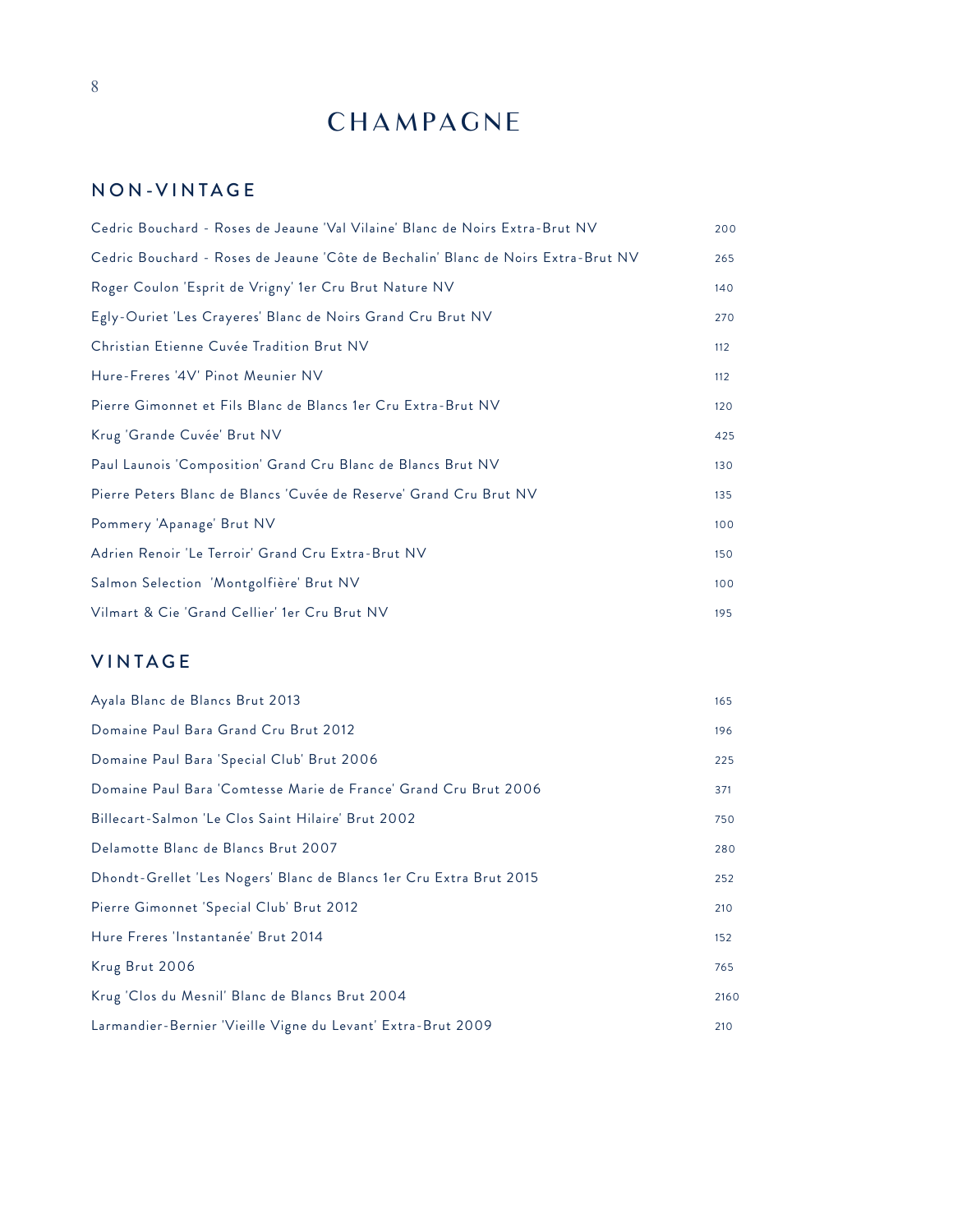# CHAMPAGNE

## NON-VINTAGE

| | |
|---|---|
| Cedric Bouchard - Roses de Jeaune 'Val Vilaine' Blanc de Noirs Extra-Brut NV | 200 |
| Cedric Bouchard - Roses de Jeaune 'Côte de Bechalin' Blanc de Noirs Extra-Brut NV | 265 |
| Roger Coulon 'Esprit de Vrigny' 1er Cru Brut Nature NV | 140 |
| Egly-Ouriet 'Les Crayeres' Blanc de Noirs Grand Cru Brut NV | 270 |
| Christian Etienne Cuvée Tradition Brut NV | 112 |
| Hure-Freres '4V' Pinot Meunier NV | 112 |
| Pierre Gimonnet et Fils Blanc de Blancs 1er Cru Extra-Brut NV | 120 |
| Krug 'Grande Cuvée' Brut NV | 425 |
| Paul Launois 'Composition' Grand Cru Blanc de Blancs Brut NV | 130 |
| Pierre Peters Blanc de Blancs 'Cuvée de Reserve' Grand Cru Brut NV | 135 |
| Pommery 'Apanage' Brut NV | 100 |
| Adrien Renoir 'Le Terroir' Grand Cru Extra-Brut NV | 150 |
| Salmon Selection 'Montgolfière' Brut NV | 100 |
| Vilmart & Cie 'Grand Cellier' 1er Cru Brut NV | 195 |

## VINTAGE

| | |
|---|---|
| Ayala Blanc de Blancs Brut 2013 | 165 |
| Domaine Paul Bara Grand Cru Brut 2012 | 196 |
| Domaine Paul Bara 'Special Club' Brut 2006 | 225 |
| Domaine Paul Bara 'Comtesse Marie de France' Grand Cru Brut 2006 | 371 |
| Billecart-Salmon 'Le Clos Saint Hilaire' Brut 2002 | 750 |
| Delamotte Blanc de Blancs Brut 2007 | 280 |
| Dhondt-Grellet 'Les Nogers' Blanc de Blancs 1er Cru Extra Brut 2015 | 252 |
| Pierre Gimonnet 'Special Club' Brut 2012 | 210 |
| Hure Freres 'Instantanée' Brut 2014 | 152 |
| Krug Brut 2006 | 765 |
| Krug 'Clos du Mesnil' Blanc de Blancs Brut 2004 | 2160 |
| Larmandier-Bernier 'Vieille Vigne du Levant' Extra-Brut 2009 | 210 |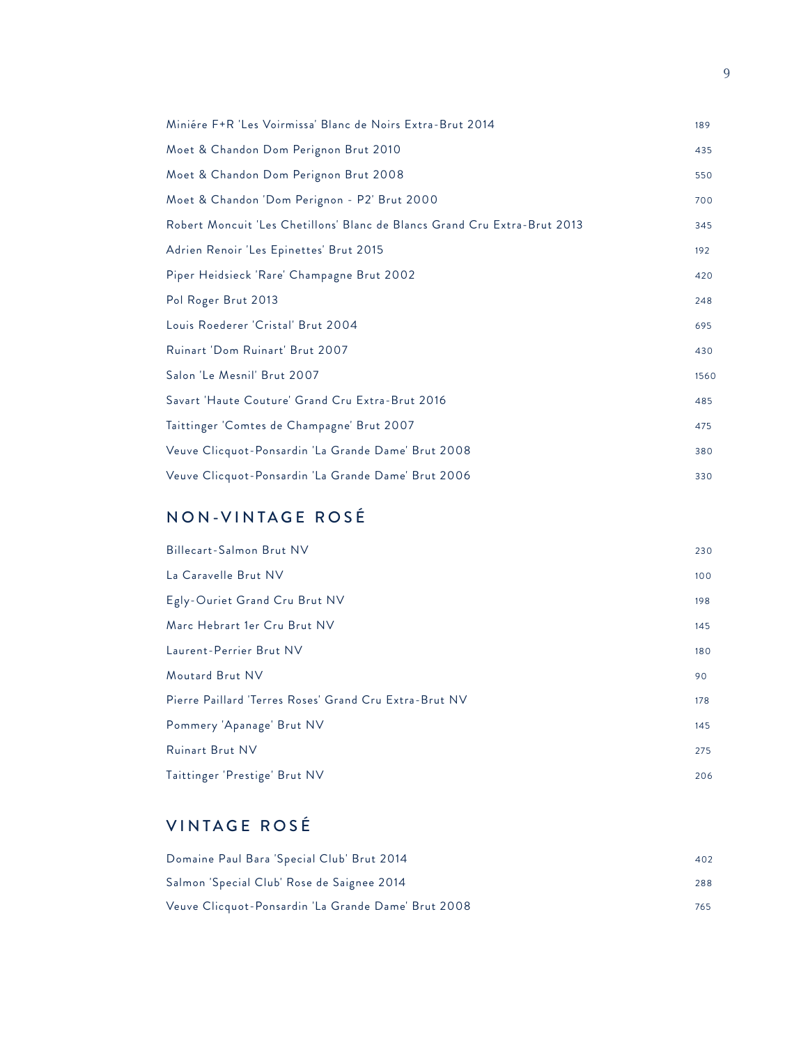| | |
|---|---|
| Miniére F+R 'Les Voirmissa' Blanc de Noirs Extra-Brut 2014 | 189 |
| Moet & Chandon Dom Perignon Brut 2010 | 435 |
| Moet & Chandon Dom Perignon Brut 2008 | 550 |
| Moet & Chandon 'Dom Perignon - P2' Brut 2000 | 700 |
| Robert Moncuit 'Les Chetillons' Blanc de Blancs Grand Cru Extra-Brut 2013 | 345 |
| Adrien Renoir 'Les Epinettes' Brut 2015 | 192 |
| Piper Heidsieck 'Rare' Champagne Brut 2002 | 420 |
| Pol Roger Brut 2013 | 248 |
| Louis Roederer 'Cristal' Brut 2004 | 695 |
| Ruinart 'Dom Ruinart' Brut 2007 | 430 |
| Salon 'Le Mesnil' Brut 2007 | 1560 |
| Savart 'Haute Couture' Grand Cru Extra-Brut 2016 | 485 |
| Taittinger 'Comtes de Champagne' Brut 2007 | 475 |
| Veuve Clicquot-Ponsardin 'La Grande Dame' Brut 2008 | 380 |
| Veuve Clicquot-Ponsardin 'La Grande Dame' Brut 2006 | 330 |

## NON-VINTAGE ROSÉ

| | |
|---|---|
| Billecart-Salmon Brut NV | 230 |
| La Caravelle Brut NV | 100 |
| Egly-Ouriet Grand Cru Brut NV | 198 |
| Marc Hebrart 1er Cru Brut NV | 145 |
| Laurent-Perrier Brut NV | 180 |
| Moutard Brut NV | 90 |
| Pierre Paillard 'Terres Roses' Grand Cru Extra-Brut NV | 178 |
| Pommery 'Apanage' Brut NV | 145 |
| Ruinart Brut NV | 275 |
| Taittinger 'Prestige' Brut NV | 206 |

## VINTAGE ROSÉ

| | |
|---|---|
| Domaine Paul Bara 'Special Club' Brut 2014 | 402 |
| Salmon 'Special Club' Rose de Saignee 2014 | 288 |
| Veuve Clicquot-Ponsardin 'La Grande Dame' Brut 2008 | 765 |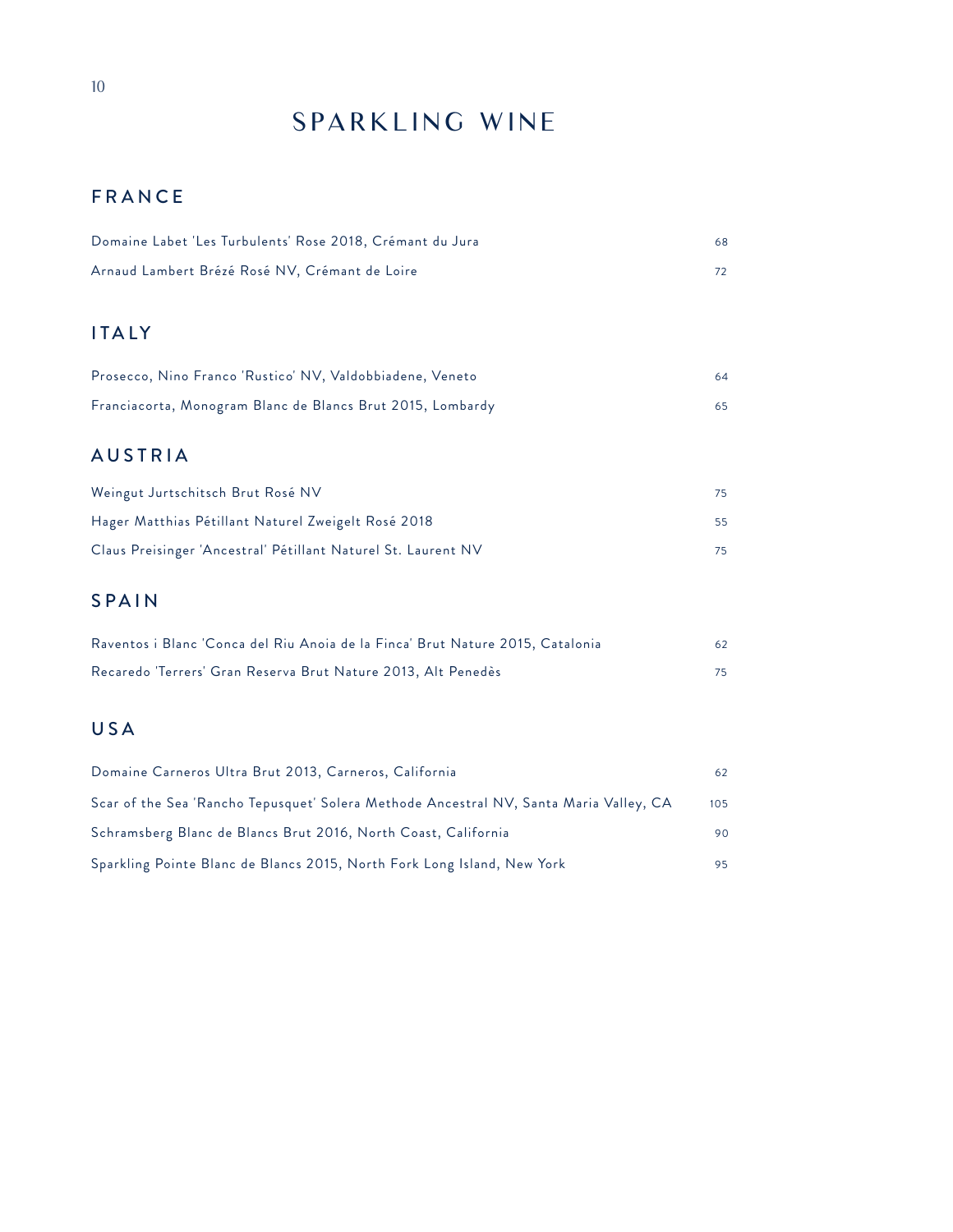# SPARKLING WINE

## FRANCE

| | |
|---|---|
| Domaine Labet 'Les Turbulents' Rose 2018, Crémant du Jura | 68 |
| Arnaud Lambert Brézé Rosé NV, Crémant de Loire | 72 |

## ITALY

| | |
|---|---|
| Prosecco, Nino Franco 'Rustico' NV, Valdobbiadene, Veneto | 64 |
| Franciacorta, Monogram Blanc de Blancs Brut 2015, Lombardy | 65 |

## AUSTRIA

| | |
|---|---|
| Weingut Jurtschitsch Brut Rosé NV | 75 |
| Hager Matthias Pétillant Naturel Zweigelt Rosé 2018 | 55 |
| Claus Preisinger 'Ancestral' Pétillant Naturel St. Laurent NV | 75 |

## SPAIN

| | |
|---|---|
| Raventos i Blanc 'Conca del Riu Anoia de la Finca' Brut Nature 2015, Catalonia | 62 |
| Recaredo 'Terrers' Gran Reserva Brut Nature 2013, Alt Penedès | 75 |

## USA

| | |
|---|---|
| Domaine Carneros Ultra Brut 2013, Carneros, California | 62 |
| Scar of the Sea 'Rancho Tepusquet' Solera Methode Ancestral NV, Santa Maria Valley, CA | 105 |
| Schramsberg Blanc de Blancs Brut 2016, North Coast, California | 90 |
| Sparkling Pointe Blanc de Blancs 2015, North Fork Long Island, New York | 95 |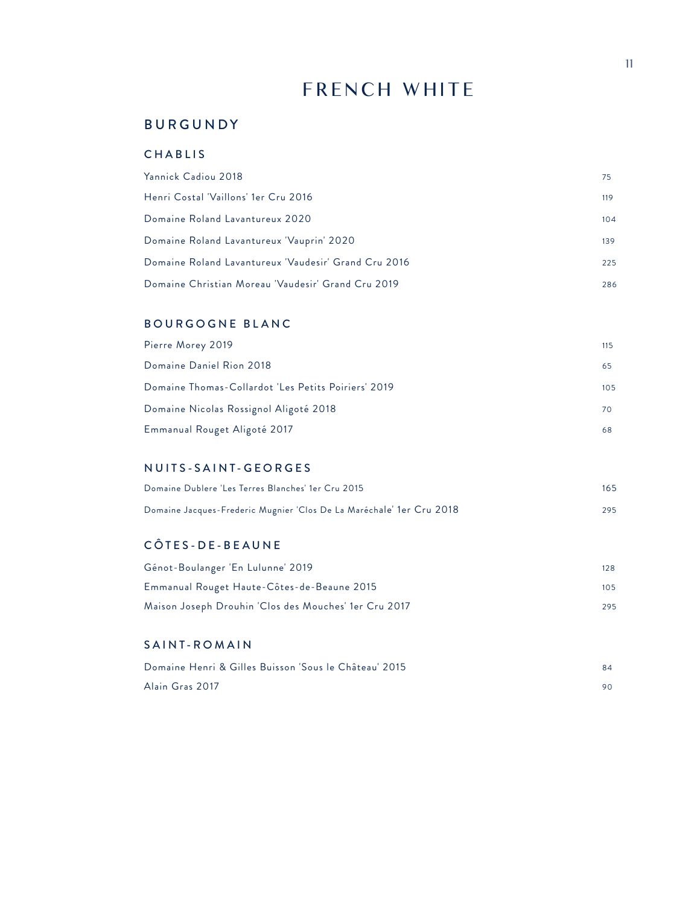# FRENCH WHITE

## BURGUNDY

### CHABLIS

| Wine | Price |
|---|---|
| Yannick Cadiou 2018 | 75 |
| Henri Costal 'Vaillons' 1er Cru 2016 | 119 |
| Domaine Roland Lavantureux 2020 | 104 |
| Domaine Roland Lavantureux 'Vauprin' 2020 | 139 |
| Domaine Roland Lavantureux 'Vaudesir' Grand Cru 2016 | 225 |
| Domaine Christian Moreau 'Vaudesir' Grand Cru 2019 | 286 |

### BOURGOGNE BLANC

| Wine | Price |
|---|---|
| Pierre Morey 2019 | 115 |
| Domaine Daniel Rion 2018 | 65 |
| Domaine Thomas-Collardot 'Les Petits Poiriers' 2019 | 105 |
| Domaine Nicolas Rossignol Aligoté 2018 | 70 |
| Emmanual Rouget Aligoté 2017 | 68 |

### NUITS-SAINT-GEORGES

| Wine | Price |
|---|---|
| Domaine Dublere 'Les Terres Blanches' 1er Cru 2015 | 165 |
| Domaine Jacques-Frederic Mugnier 'Clos De La Maréchale' 1er Cru 2018 | 295 |

### CÔTES-DE-BEAUNE

| Wine | Price |
|---|---|
| Génot-Boulanger 'En Lulunne' 2019 | 128 |
| Emmanual Rouget Haute-Côtes-de-Beaune 2015 | 105 |
| Maison Joseph Drouhin 'Clos des Mouches' 1er Cru 2017 | 295 |

### SAINT-ROMAIN

| Wine | Price |
|---|---|
| Domaine Henri & Gilles Buisson 'Sous le Château' 2015 | 84 |
| Alain Gras 2017 | 90 |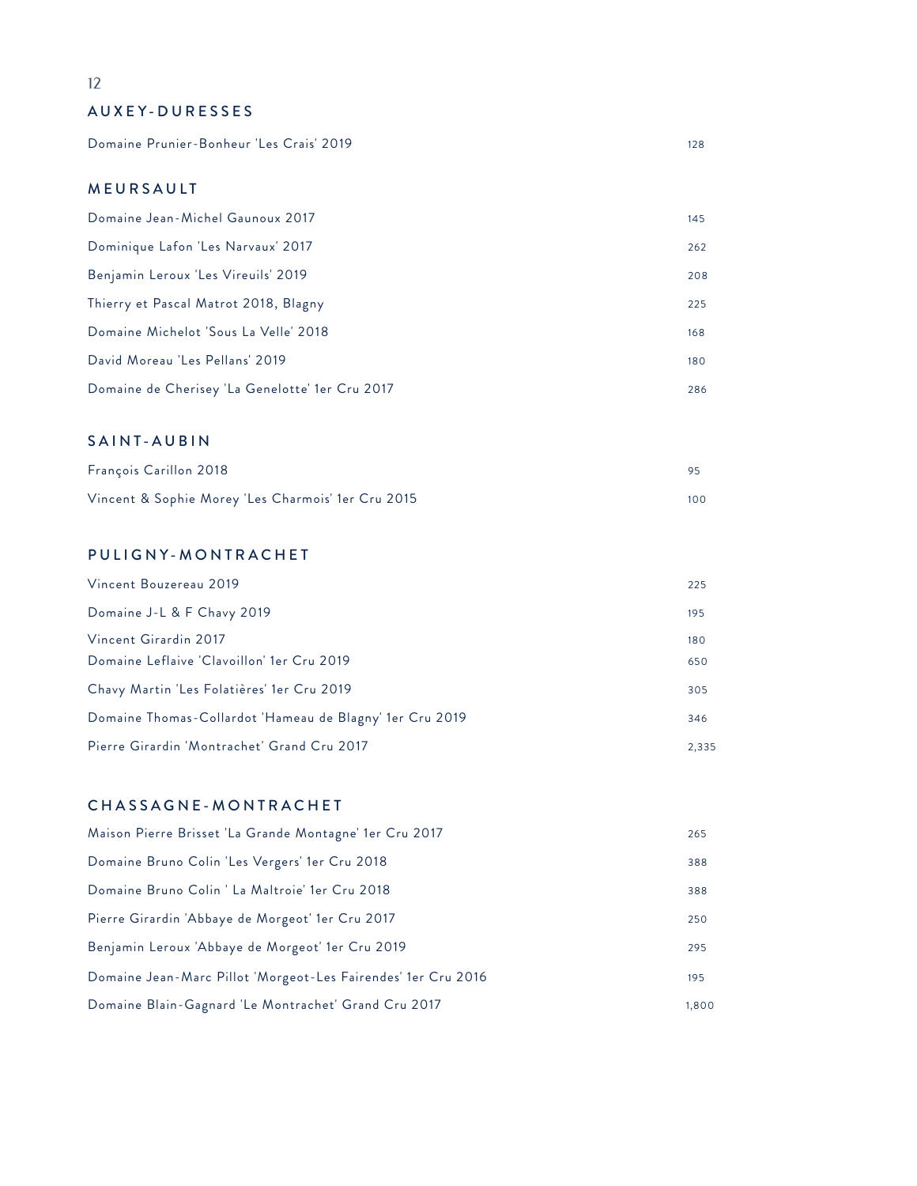## AUXEY-DURESSES

| Wine | Price |
| --- | --- |
| Domaine Prunier-Bonheur 'Les Crais' 2019 | 128 |

## MEURSAULT

| Wine | Price |
| --- | --- |
| Domaine Jean-Michel Gaunoux 2017 | 145 |
| Dominique Lafon 'Les Narvaux' 2017 | 262 |
| Benjamin Leroux 'Les Vireuils' 2019 | 208 |
| Thierry et Pascal Matrot 2018, Blagny | 225 |
| Domaine Michelot 'Sous La Velle' 2018 | 168 |
| David Moreau 'Les Pellans' 2019 | 180 |
| Domaine de Cherisey 'La Genelotte' 1er Cru 2017 | 286 |

## SAINT-AUBIN

| Wine | Price |
| --- | --- |
| François Carillon 2018 | 95 |
| Vincent & Sophie Morey 'Les Charmois' 1er Cru 2015 | 100 |

## PULIGNY-MONTRACHET

| Wine | Price |
| --- | --- |
| Vincent Bouzereau 2019 | 225 |
| Domaine J-L & F Chavy 2019 | 195 |
| Vincent Girardin 2017 | 180 |
| Domaine Leflaive 'Clavoillon' 1er Cru 2019 | 650 |
| Chavy Martin 'Les Folatières' 1er Cru 2019 | 305 |
| Domaine Thomas-Collardot 'Hameau de Blagny' 1er Cru 2019 | 346 |
| Pierre Girardin 'Montrachet' Grand Cru 2017 | 2,335 |

## CHASSAGNE-MONTRACHET

| Wine | Price |
| --- | --- |
| Maison Pierre Brisset 'La Grande Montagne' 1er Cru 2017 | 265 |
| Domaine Bruno Colin 'Les Vergers' 1er Cru 2018 | 388 |
| Domaine Bruno Colin ' La Maltroie' 1er Cru 2018 | 388 |
| Pierre Girardin 'Abbaye de Morgeot' 1er Cru 2017 | 250 |
| Benjamin Leroux 'Abbaye de Morgeot' 1er Cru 2019 | 295 |
| Domaine Jean-Marc Pillot 'Morgeot-Les Fairendes' 1er Cru 2016 | 195 |
| Domaine Blain-Gagnard 'Le Montrachet' Grand Cru 2017 | 1,800 |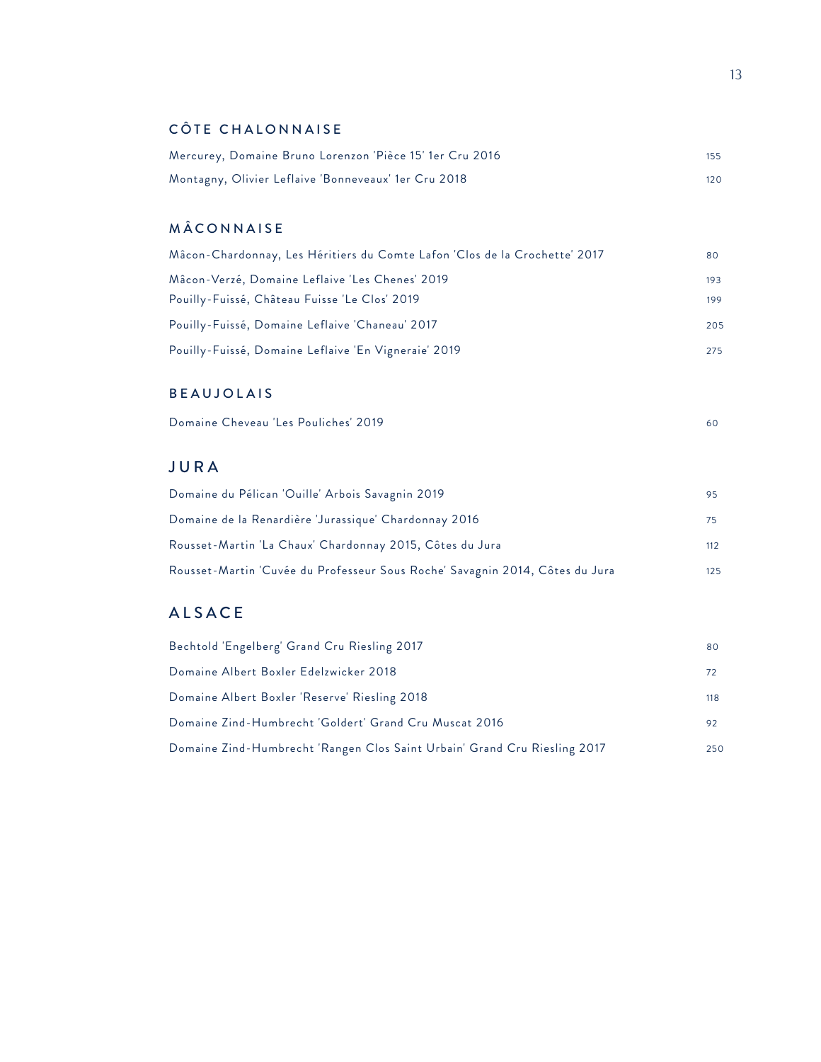## CÔTE CHALONNAISE

| | |
|---|---|
| Mercurey, Domaine Bruno Lorenzon 'Pièce 15' 1er Cru 2016 | 155 |
| Montagny, Olivier Leflaive 'Bonneveaux' 1er Cru 2018 | 120 |

## MÂCONNAISE

| | |
|---|---|
| Mâcon-Chardonnay, Les Héritiers du Comte Lafon 'Clos de la Crochette' 2017 | 80 |
| Mâcon-Verzé, Domaine Leflaive 'Les Chenes' 2019 | 193 |
| Pouilly-Fuissé, Château Fuisse 'Le Clos' 2019 | 199 |
| Pouilly-Fuissé, Domaine Leflaive 'Chaneau' 2017 | 205 |
| Pouilly-Fuissé, Domaine Leflaive 'En Vigneraie' 2019 | 275 |

## BEAUJOLAIS

| | |
|---|---|
| Domaine Cheveau 'Les Pouliches' 2019 | 60 |

# JURA

| | |
|---|---|
| Domaine du Pélican 'Ouille' Arbois Savagnin 2019 | 95 |
| Domaine de la Renardière 'Jurassique' Chardonnay 2016 | 75 |
| Rousset-Martin 'La Chaux' Chardonnay 2015, Côtes du Jura | 112 |
| Rousset-Martin 'Cuvée du Professeur Sous Roche' Savagnin 2014, Côtes du Jura | 125 |

# ALSACE

| | |
|---|---|
| Bechtold 'Engelberg' Grand Cru Riesling 2017 | 80 |
| Domaine Albert Boxler Edelzwicker 2018 | 72 |
| Domaine Albert Boxler 'Reserve' Riesling 2018 | 118 |
| Domaine Zind-Humbrecht 'Goldert' Grand Cru Muscat 2016 | 92 |
| Domaine Zind-Humbrecht 'Rangen Clos Saint Urbain' Grand Cru Riesling 2017 | 250 |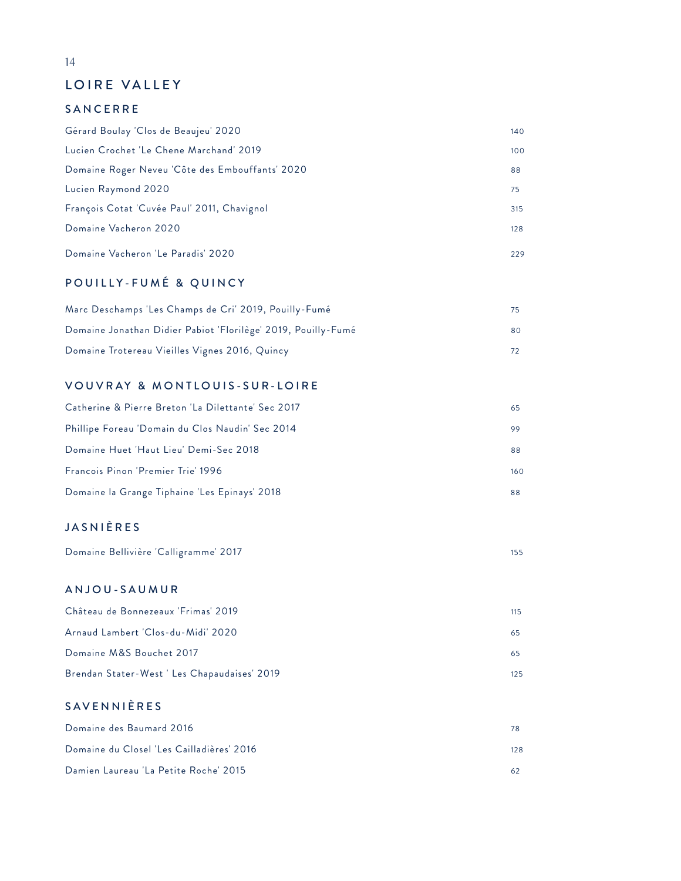# LOIRE VALLEY

## SANCERRE

| | |
|---|---|
| Gérard Boulay 'Clos de Beaujeu' 2020 | 140 |
| Lucien Crochet 'Le Chene Marchand' 2019 | 100 |
| Domaine Roger Neveu 'Côte des Embouffants' 2020 | 88 |
| Lucien Raymond 2020 | 75 |
| François Cotat 'Cuvée Paul' 2011, Chavignol | 315 |
| Domaine Vacheron 2020 | 128 |
| Domaine Vacheron 'Le Paradis' 2020 | 229 |

## POUILLY-FUMÉ & QUINCY

| | |
|---|---|
| Marc Deschamps 'Les Champs de Cri' 2019, Pouilly-Fumé | 75 |
| Domaine Jonathan Didier Pabiot 'Florilège' 2019, Pouilly-Fumé | 80 |
| Domaine Trotereau Vieilles Vignes 2016, Quincy | 72 |

## VOUVRAY & MONTLOUIS-SUR-LOIRE

| | |
|---|---|
| Catherine & Pierre Breton 'La Dilettante' Sec 2017 | 65 |
| Phillipe Foreau 'Domain du Clos Naudin' Sec 2014 | 99 |
| Domaine Huet 'Haut Lieu' Demi-Sec 2018 | 88 |
| Francois Pinon 'Premier Trie' 1996 | 160 |
| Domaine la Grange Tiphaine 'Les Epinays' 2018 | 88 |

## JASNIÈRES

| | |
|---|---|
| Domaine Bellivière 'Calligramme' 2017 | 155 |

## ANJOU-SAUMUR

| | |
|---|---|
| Château de Bonnezeaux 'Frimas' 2019 | 115 |
| Arnaud Lambert 'Clos-du-Midi' 2020 | 65 |
| Domaine M&S Bouchet 2017 | 65 |
| Brendan Stater-West ' Les Chapaudaises' 2019 | 125 |

## SAVENNIÈRES

| | |
|---|---|
| Domaine des Baumard 2016 | 78 |
| Domaine du Closel 'Les Cailladières' 2016 | 128 |
| Damien Laureau 'La Petite Roche' 2015 | 62 |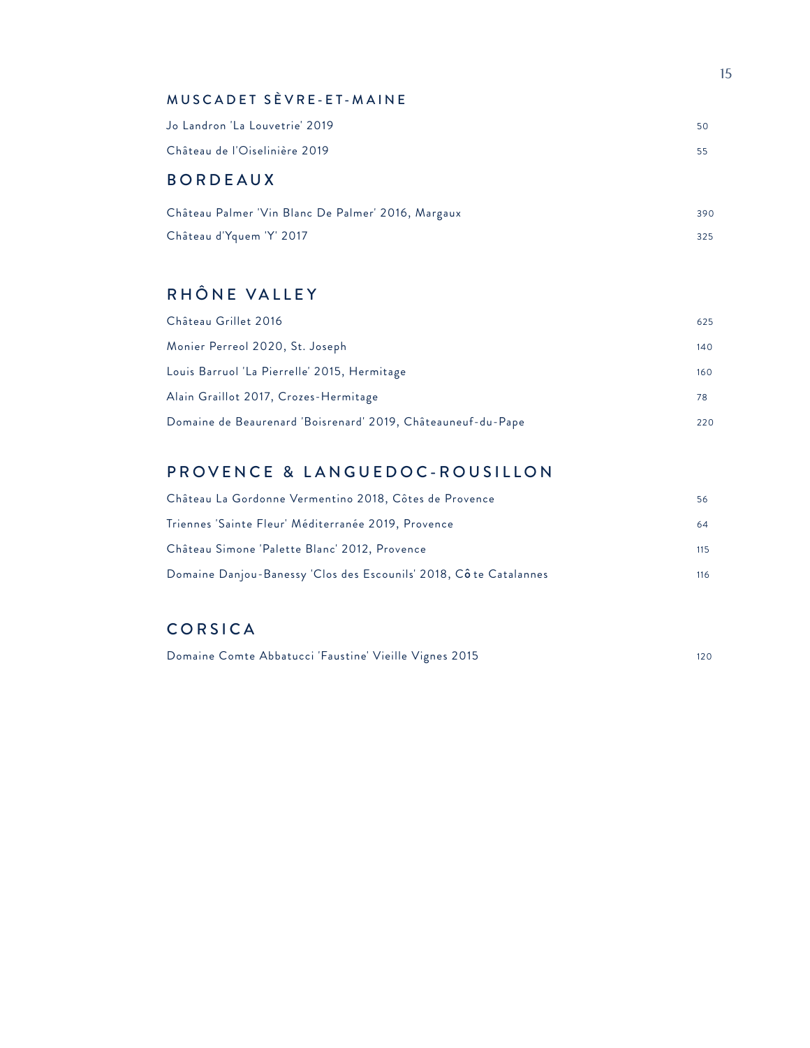## MUSCADET SÈVRE-ET-MAINE

| | |
|---|---|
| Jo Landron 'La Louvetrie' 2019 | 50 |
| Château de l'Oiselinière 2019 | 55 |

## BORDEAUX

| | |
|---|---|
| Château Palmer 'Vin Blanc De Palmer' 2016, Margaux | 390 |
| Château d'Yquem 'Y' 2017 | 325 |

## RHÔNE VALLEY

| | |
|---|---|
| Château Grillet 2016 | 625 |
| Monier Perreol 2020, St. Joseph | 140 |
| Louis Barruol 'La Pierrelle' 2015, Hermitage | 160 |
| Alain Graillot 2017, Crozes-Hermitage | 78 |
| Domaine de Beaurenard 'Boisrenard' 2019, Châteauneuf-du-Pape | 220 |

## PROVENCE & LANGUEDOC-ROUSILLON

| | |
|---|---|
| Château La Gordonne Vermentino 2018, Côtes de Provence | 56 |
| Triennes 'Sainte Fleur' Méditerranée 2019, Provence | 64 |
| Château Simone 'Palette Blanc' 2012, Provence | 115 |
| Domaine Danjou-Banessy 'Clos des Escounils' 2018, Côte Catalannes | 116 |

## CORSICA

| | |
|---|---|
| Domaine Comte Abbatucci 'Faustine' Vieille Vignes 2015 | 120 |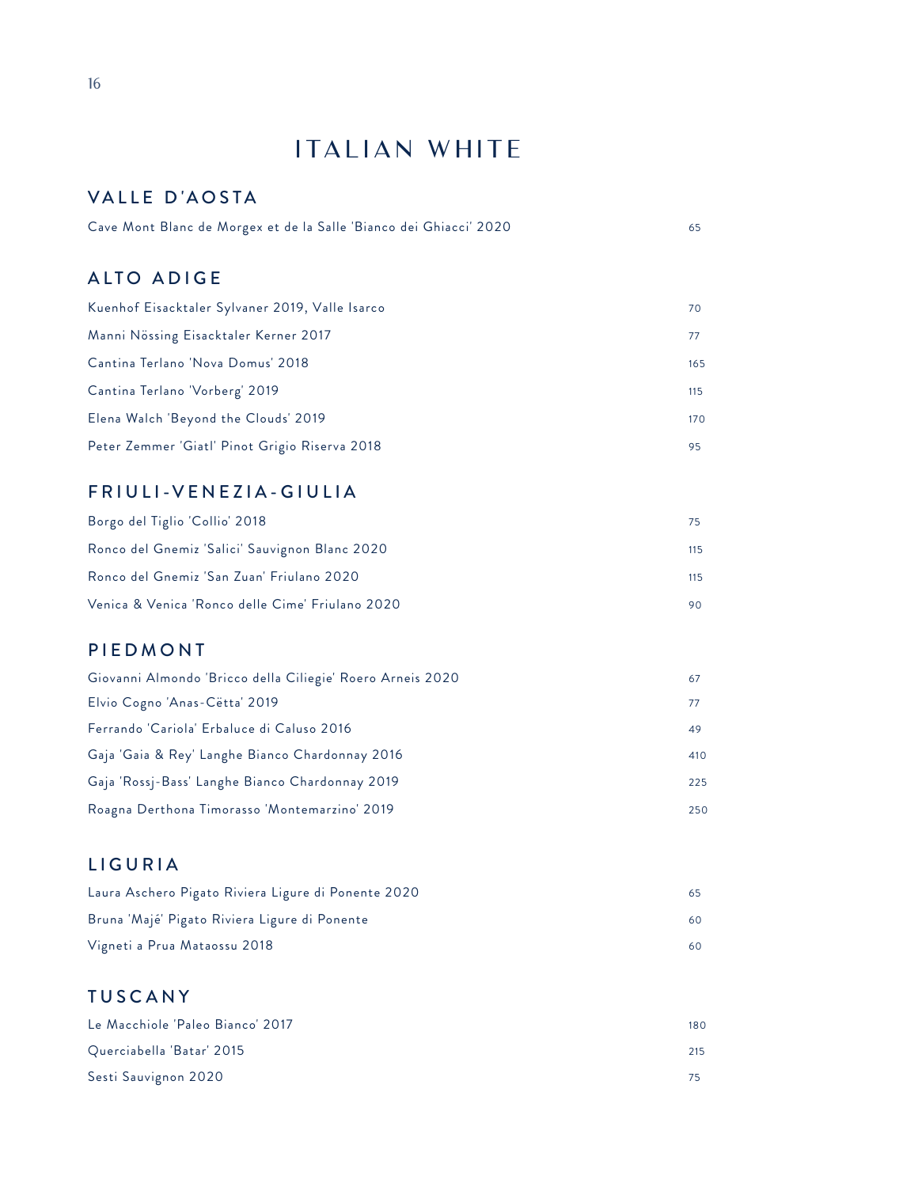# ITALIAN WHITE

## VALLE D'AOSTA

| Wine | Price |
|---|---|
| Cave Mont Blanc de Morgex et de la Salle 'Bianco dei Ghiacci' 2020 | 65 |

## ALTO ADIGE

| Wine | Price |
|---|---|
| Kuenhof Eisacktaler Sylvaner 2019, Valle Isarco | 70 |
| Manni Nössing Eisacktaler Kerner 2017 | 77 |
| Cantina Terlano 'Nova Domus' 2018 | 165 |
| Cantina Terlano 'Vorberg' 2019 | 115 |
| Elena Walch 'Beyond the Clouds' 2019 | 170 |
| Peter Zemmer 'Giatl' Pinot Grigio Riserva 2018 | 95 |

## FRIULI-VENEZIA-GIULIA

| Wine | Price |
|---|---|
| Borgo del Tiglio 'Collio' 2018 | 75 |
| Ronco del Gnemiz 'Salici' Sauvignon Blanc 2020 | 115 |
| Ronco del Gnemiz 'San Zuan' Friulano 2020 | 115 |
| Venica & Venica 'Ronco delle Cime' Friulano 2020 | 90 |

## PIEDMONT

| Wine | Price |
|---|---|
| Giovanni Almondo 'Bricco della Ciliegie' Roero Arneis 2020 | 67 |
| Elvio Cogno 'Anas-Cëtta' 2019 | 77 |
| Ferrando 'Cariola' Erbaluce di Caluso 2016 | 49 |
| Gaja 'Gaia & Rey' Langhe Bianco Chardonnay 2016 | 410 |
| Gaja 'Rossj-Bass' Langhe Bianco Chardonnay 2019 | 225 |
| Roagna Derthona Timorasso 'Montemarzino' 2019 | 250 |

## LIGURIA

| Wine | Price |
|---|---|
| Laura Aschero Pigato Riviera Ligure di Ponente 2020 | 65 |
| Bruna 'Majé' Pigato Riviera Ligure di Ponente | 60 |
| Vigneti a Prua Mataossu 2018 | 60 |

## TUSCANY

| Wine | Price |
|---|---|
| Le Macchiole 'Paleo Bianco' 2017 | 180 |
| Querciabella 'Batar' 2015 | 215 |
| Sesti Sauvignon 2020 | 75 |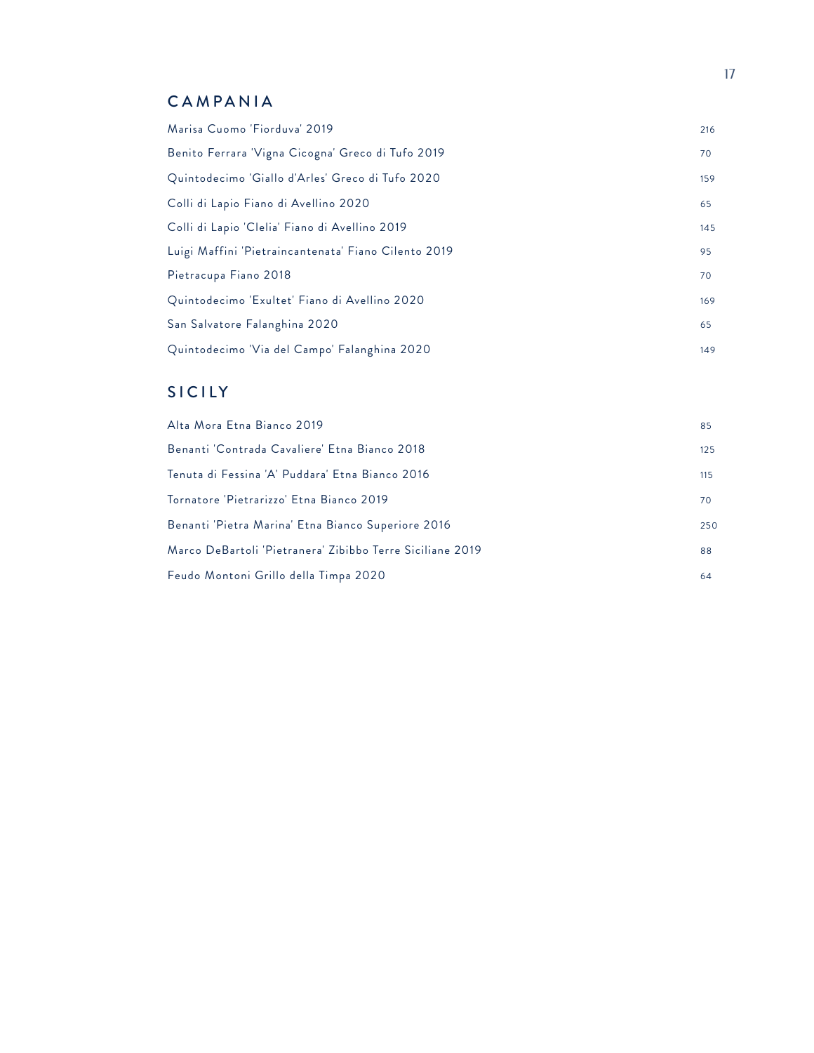## CAMPANIA

| | |
|---|---|
| Marisa Cuomo 'Fiorduva' 2019 | 216 |
| Benito Ferrara 'Vigna Cicogna' Greco di Tufo 2019 | 70 |
| Quintodecimo 'Giallo d'Arles' Greco di Tufo 2020 | 159 |
| Colli di Lapio Fiano di Avellino 2020 | 65 |
| Colli di Lapio 'Clelia' Fiano di Avellino 2019 | 145 |
| Luigi Maffini 'Pietraincantenata' Fiano Cilento 2019 | 95 |
| Pietracupa Fiano 2018 | 70 |
| Quintodecimo 'Exultet' Fiano di Avellino 2020 | 169 |
| San Salvatore Falanghina 2020 | 65 |
| Quintodecimo 'Via del Campo' Falanghina 2020 | 149 |

## SICILY

| | |
|---|---|
| Alta Mora Etna Bianco 2019 | 85 |
| Benanti 'Contrada Cavaliere' Etna Bianco 2018 | 125 |
| Tenuta di Fessina 'A' Puddara' Etna Bianco 2016 | 115 |
| Tornatore 'Pietrarizzo' Etna Bianco 2019 | 70 |
| Benanti 'Pietra Marina' Etna Bianco Superiore 2016 | 250 |
| Marco DeBartoli 'Pietranera' Zibibbo Terre Siciliane 2019 | 88 |
| Feudo Montoni Grillo della Timpa 2020 | 64 |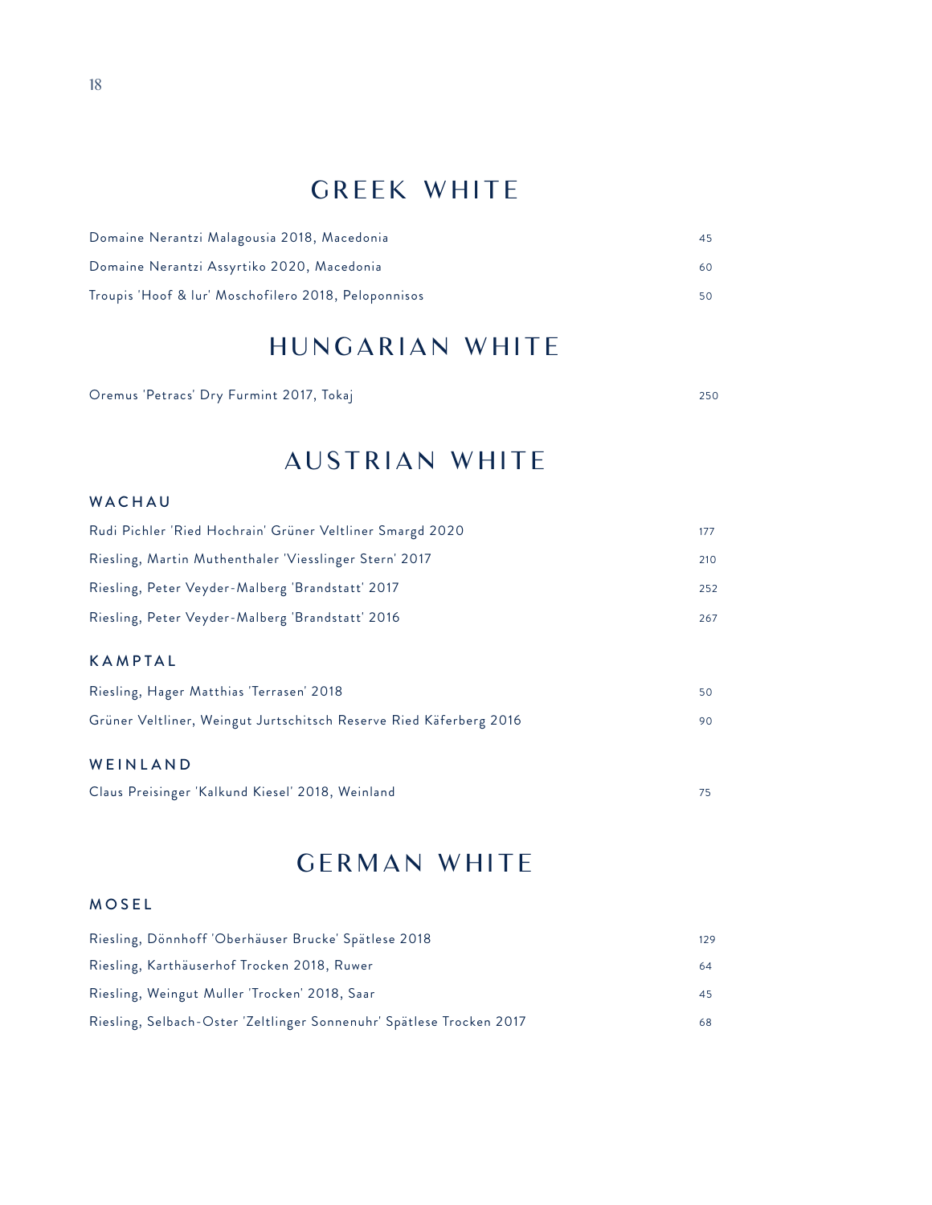## GREEK WHITE

| | |
|---|---|
| Domaine Nerantzi Malagousia 2018, Macedonia | 45 |
| Domaine Nerantzi Assyrtiko 2020, Macedonia | 60 |
| Troupis 'Hoof & lur' Moschofilero 2018, Peloponnisos | 50 |

## HUNGARIAN WHITE

| | |
|---|---|
| Oremus 'Petracs' Dry Furmint 2017, Tokaj | 250 |

## AUSTRIAN WHITE

### WACHAU

| | |
|---|---|
| Rudi Pichler 'Ried Hochrain' Grüner Veltliner Smargd 2020 | 177 |
| Riesling, Martin Muthenthaler 'Viesslinger Stern' 2017 | 210 |
| Riesling, Peter Veyder-Malberg 'Brandstatt' 2017 | 252 |
| Riesling, Peter Veyder-Malberg 'Brandstatt' 2016 | 267 |

### KAMPTAL

| | |
|---|---|
| Riesling, Hager Matthias 'Terrasen' 2018 | 50 |
| Grüner Veltliner, Weingut Jurtschitsch Reserve Ried Käferberg 2016 | 90 |

### WEINLAND

| | |
|---|---|
| Claus Preisinger 'Kalkund Kiesel' 2018, Weinland | 75 |

## GERMAN WHITE

### MOSEL

| | |
|---|---|
| Riesling, Dönnhoff 'Oberhäuser Brucke' Spätlese 2018 | 129 |
| Riesling, Karthäuserhof Trocken 2018, Ruwer | 64 |
| Riesling, Weingut Muller 'Trocken' 2018, Saar | 45 |
| Riesling, Selbach-Oster 'Zeltlinger Sonnenuhr' Spätlese Trocken 2017 | 68 |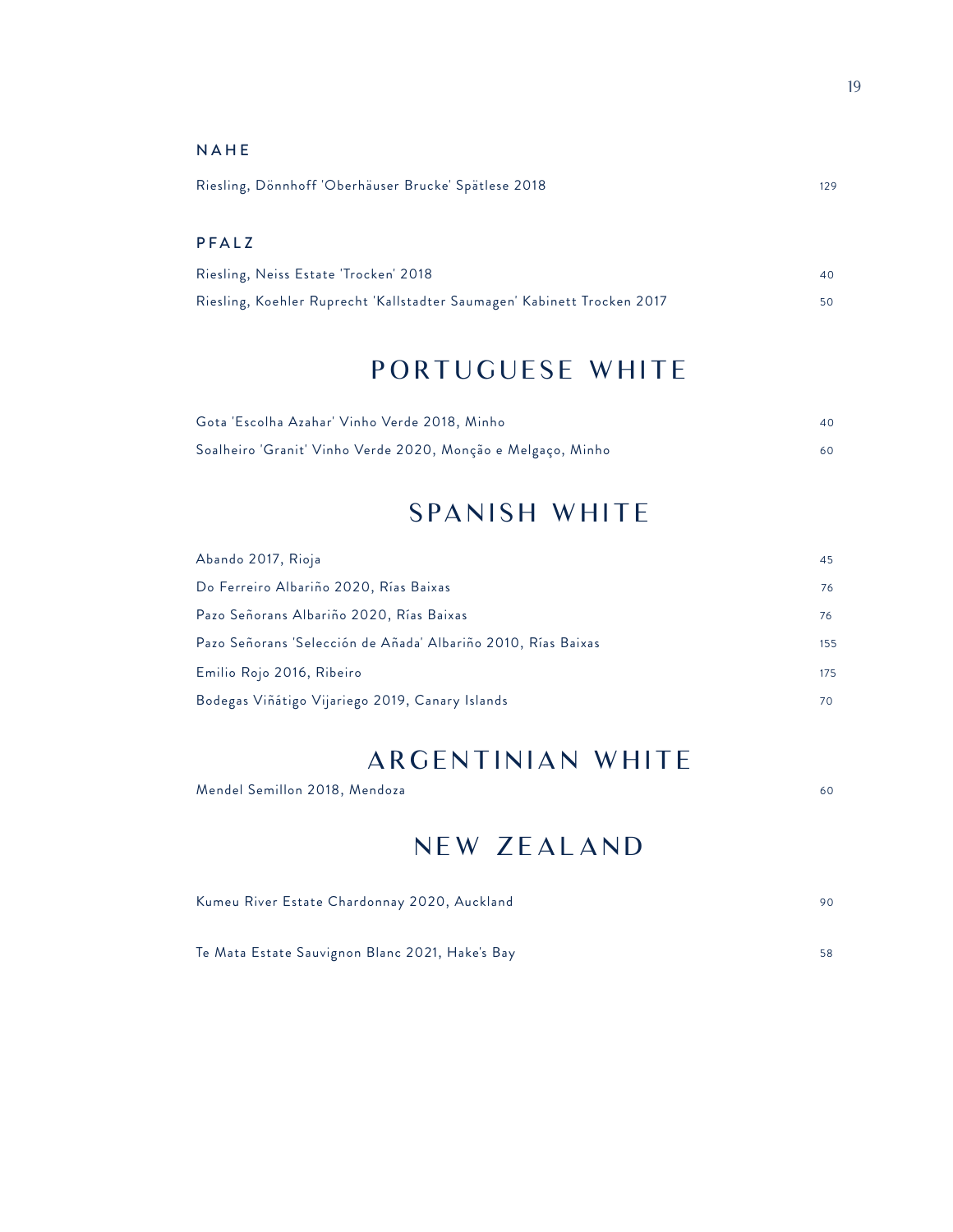### NAHE

| | |
|---|---|
| Riesling, Dönnhoff 'Oberhäuser Brucke' Spätlese 2018 | 129 |

### PFALZ

| | |
|---|---|
| Riesling, Neiss Estate 'Trocken' 2018 | 40 |
| Riesling, Koehler Ruprecht 'Kallstadter Saumagen' Kabinett Trocken 2017 | 50 |

## PORTUGUESE WHITE

| | |
|---|---|
| Gota 'Escolha Azahar' Vinho Verde 2018, Minho | 40 |
| Soalheiro 'Granit' Vinho Verde 2020, Monção e Melgaço, Minho | 60 |

## SPANISH WHITE

| | |
|---|---|
| Abando 2017, Rioja | 45 |
| Do Ferreiro Albariño 2020, Rías Baixas | 76 |
| Pazo Señorans Albariño 2020, Rías Baixas | 76 |
| Pazo Señorans 'Selección de Añada' Albariño 2010, Rías Baixas | 155 |
| Emilio Rojo 2016, Ribeiro | 175 |
| Bodegas Viñátigo Vijariego 2019, Canary Islands | 70 |

## ARGENTINIAN WHITE

| | |
|---|---|
| Mendel Semillon 2018, Mendoza | 60 |

## NEW ZEALAND

| | |
|---|---|
| Kumeu River Estate Chardonnay 2020, Auckland | 90 |
| Te Mata Estate Sauvignon Blanc 2021, Hake's Bay | 58 |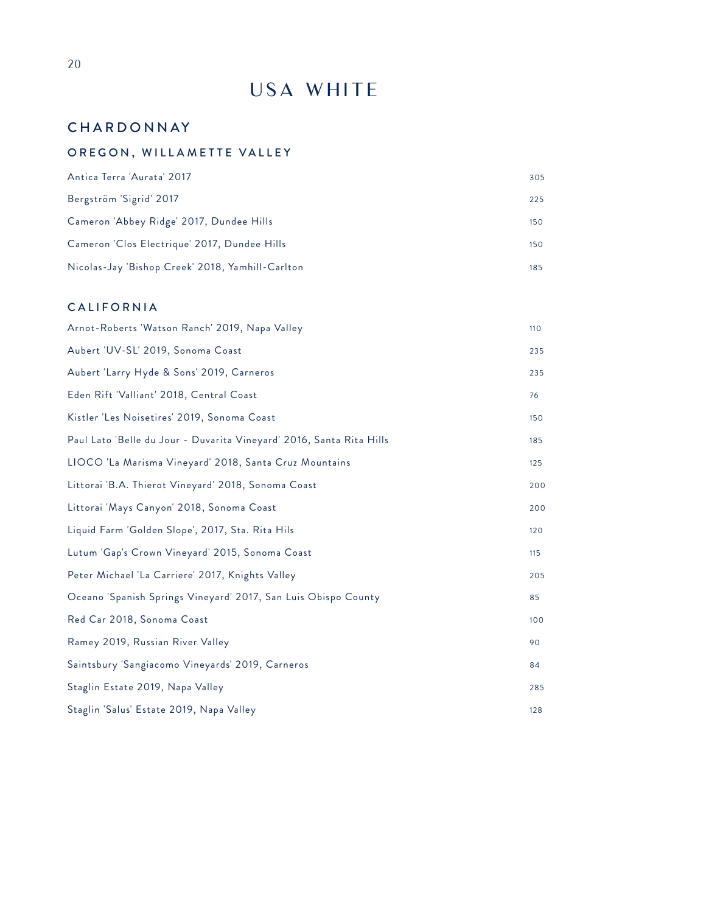# USA WHITE

## CHARDONNAY

### OREGON, WILLAMETTE VALLEY

| | |
|---|---|
| Antica Terra 'Aurata' 2017 | 305 |
| Bergström 'Sigrid' 2017 | 225 |
| Cameron 'Abbey Ridge' 2017, Dundee Hills | 150 |
| Cameron 'Clos Electrique' 2017, Dundee Hills | 150 |
| Nicolas-Jay 'Bishop Creek' 2018, Yamhill-Carlton | 185 |

### CALIFORNIA

| | |
|---|---|
| Arnot-Roberts 'Watson Ranch' 2019, Napa Valley | 110 |
| Aubert 'UV-SL' 2019, Sonoma Coast | 235 |
| Aubert 'Larry Hyde & Sons' 2019, Carneros | 235 |
| Eden Rift 'Valliant' 2018, Central Coast | 76 |
| Kistler 'Les Noisetires' 2019, Sonoma Coast | 150 |
| Paul Lato 'Belle du Jour - Duvarita Vineyard' 2016, Santa Rita Hills | 185 |
| LIOCO 'La Marisma Vineyard' 2018, Santa Cruz Mountains | 125 |
| Littorai 'B.A. Thierot Vineyard' 2018, Sonoma Coast | 200 |
| Littorai 'Mays Canyon' 2018, Sonoma Coast | 200 |
| Liquid Farm 'Golden Slope', 2017, Sta. Rita Hils | 120 |
| Lutum 'Gap's Crown Vineyard' 2015, Sonoma Coast | 115 |
| Peter Michael 'La Carriere' 2017, Knights Valley | 205 |
| Oceano 'Spanish Springs Vineyard' 2017, San Luis Obispo County | 85 |
| Red Car 2018, Sonoma Coast | 100 |
| Ramey 2019, Russian River Valley | 90 |
| Saintsbury 'Sangiacomo Vineyards' 2019, Carneros | 84 |
| Staglin Estate 2019, Napa Valley | 285 |
| Staglin 'Salus' Estate 2019, Napa Valley | 128 |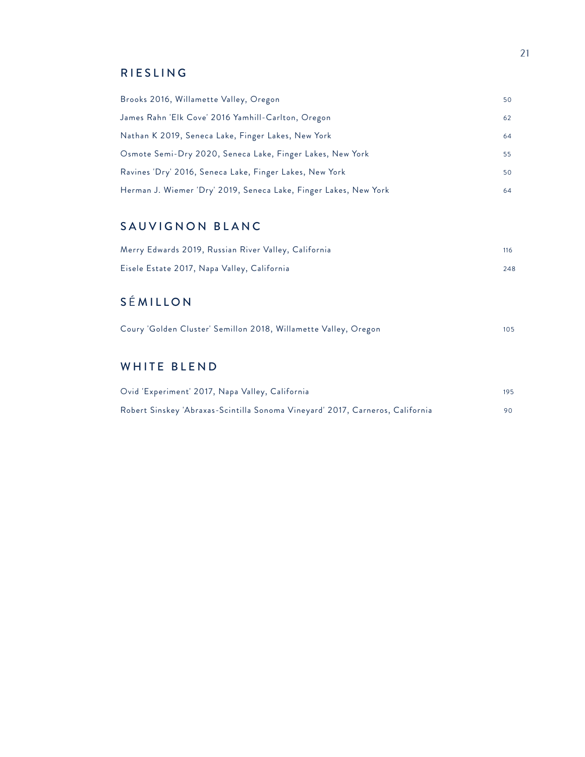## RIESLING

| | |
|---|---|
| Brooks 2016, Willamette Valley, Oregon | 50 |
| James Rahn 'Elk Cove' 2016 Yamhill-Carlton, Oregon | 62 |
| Nathan K 2019, Seneca Lake, Finger Lakes, New York | 64 |
| Osmote Semi-Dry 2020, Seneca Lake, Finger Lakes, New York | 55 |
| Ravines 'Dry' 2016, Seneca Lake, Finger Lakes, New York | 50 |
| Herman J. Wiemer 'Dry' 2019, Seneca Lake, Finger Lakes, New York | 64 |

## SAUVIGNON BLANC

| | |
|---|---|
| Merry Edwards 2019, Russian River Valley, California | 116 |
| Eisele Estate 2017, Napa Valley, California | 248 |

## SÉMILLON

| | |
|---|---|
| Coury 'Golden Cluster' Semillon 2018, Willamette Valley, Oregon | 105 |

## WHITE BLEND

| | |
|---|---|
| Ovid 'Experiment' 2017, Napa Valley, California | 195 |
| Robert Sinskey 'Abraxas-Scintilla Sonoma Vineyard' 2017, Carneros, California | 90 |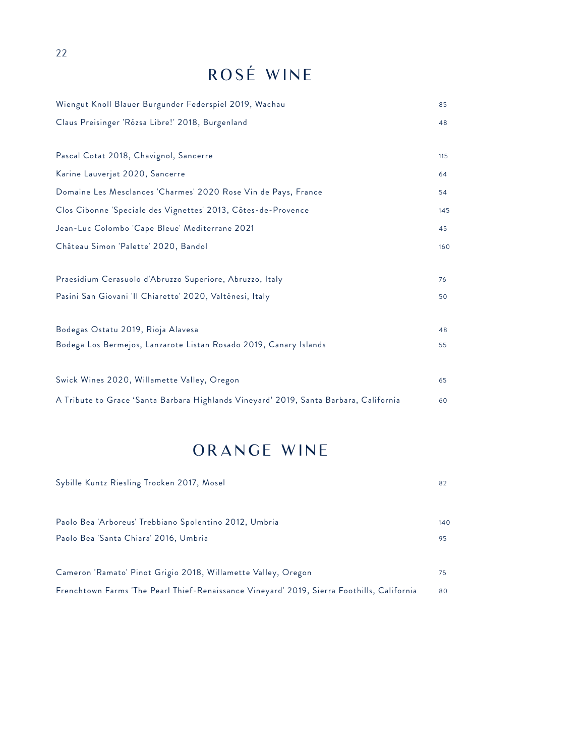# ROSÉ WINE

| | |
|---|---|
| Wiengut Knoll Blauer Burgunder Federspiel 2019, Wachau | 85 |
| Claus Preisinger 'Rózsa Libre!' 2018, Burgenland | 48 |
| | |
| Pascal Cotat 2018, Chavignol, Sancerre | 115 |
| Karine Lauverjat 2020, Sancerre | 64 |
| Domaine Les Mesclances 'Charmes' 2020 Rose Vin de Pays, France | 54 |
| Clos Cibonne 'Speciale des Vignettes' 2013, Côtes-de-Provence | 145 |
| Jean-Luc Colombo 'Cape Bleue' Mediterrane 2021 | 45 |
| Château Simon 'Palette' 2020, Bandol | 160 |
| | |
| Praesidium Cerasuolo d'Abruzzo Superiore, Abruzzo, Italy | 76 |
| Pasini San Giovani 'Il Chiaretto' 2020, Valténesi, Italy | 50 |
| | |
| Bodegas Ostatu 2019, Rioja Alavesa | 48 |
| Bodega Los Bermejos, Lanzarote Listan Rosado 2019, Canary Islands | 55 |
| | |
| Swick Wines 2020, Willamette Valley, Oregon | 65 |
| A Tribute to Grace 'Santa Barbara Highlands Vineyard' 2019, Santa Barbara, California | 60 |

# ORANGE WINE

| | |
|---|---|
| Sybille Kuntz Riesling Trocken 2017, Mosel | 82 |
| | |
| Paolo Bea 'Arboreus' Trebbiano Spolentino 2012, Umbria | 140 |
| Paolo Bea 'Santa Chiara' 2016, Umbria | 95 |
| | |
| Cameron 'Ramato' Pinot Grigio 2018, Willamette Valley, Oregon | 75 |
| Frenchtown Farms 'The Pearl Thief-Renaissance Vineyard' 2019, Sierra Foothills, California | 80 |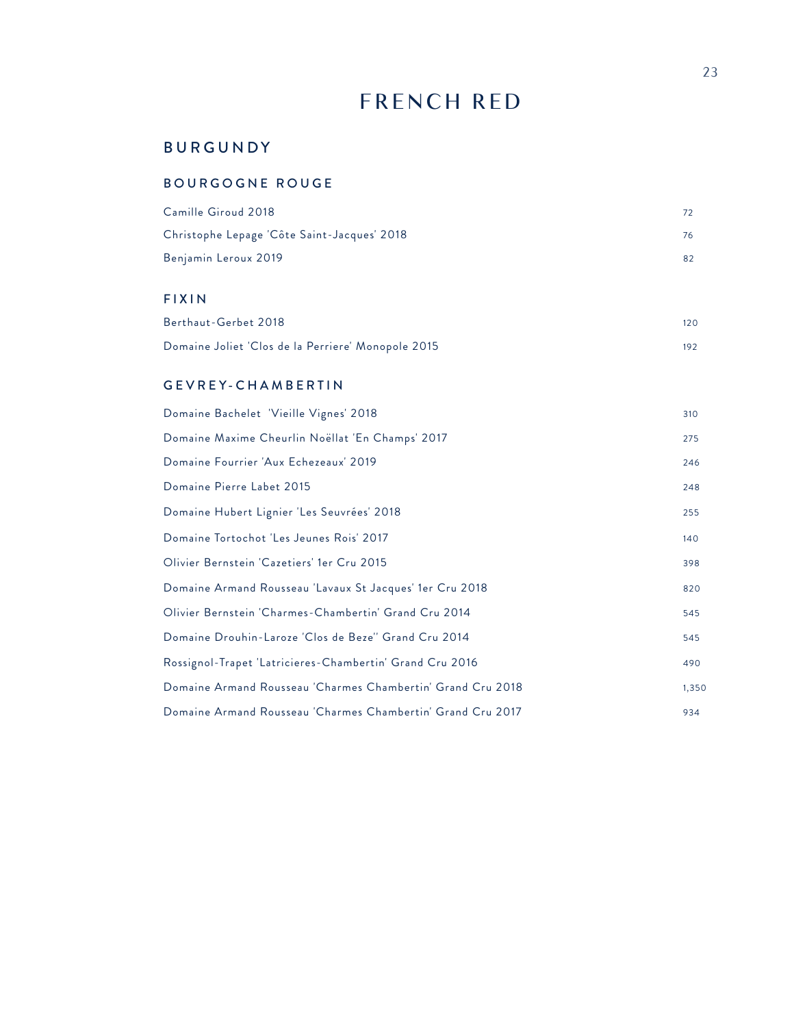# FRENCH RED

## BURGUNDY

### BOURGOGNE ROUGE

| | |
|---|---|
| Camille Giroud 2018 | 72 |
| Christophe Lepage 'Côte Saint-Jacques' 2018 | 76 |
| Benjamin Leroux 2019 | 82 |

### FIXIN

| | |
|---|---|
| Berthaut-Gerbet 2018 | 120 |
| Domaine Joliet 'Clos de la Perriere' Monopole 2015 | 192 |

### GEVREY-CHAMBERTIN

| | |
|---|---|
| Domaine Bachelet 'Vieille Vignes' 2018 | 310 |
| Domaine Maxime Cheurlin Noëllat 'En Champs' 2017 | 275 |
| Domaine Fourrier 'Aux Echezeaux' 2019 | 246 |
| Domaine Pierre Labet 2015 | 248 |
| Domaine Hubert Lignier 'Les Seuvrées' 2018 | 255 |
| Domaine Tortochot 'Les Jeunes Rois' 2017 | 140 |
| Olivier Bernstein 'Cazetiers' 1er Cru 2015 | 398 |
| Domaine Armand Rousseau 'Lavaux St Jacques' 1er Cru 2018 | 820 |
| Olivier Bernstein 'Charmes-Chambertin' Grand Cru 2014 | 545 |
| Domaine Drouhin-Laroze 'Clos de Beze'' Grand Cru 2014 | 545 |
| Rossignol-Trapet 'Latricieres-Chambertin' Grand Cru 2016 | 490 |
| Domaine Armand Rousseau 'Charmes Chambertin' Grand Cru 2018 | 1,350 |
| Domaine Armand Rousseau 'Charmes Chambertin' Grand Cru 2017 | 934 |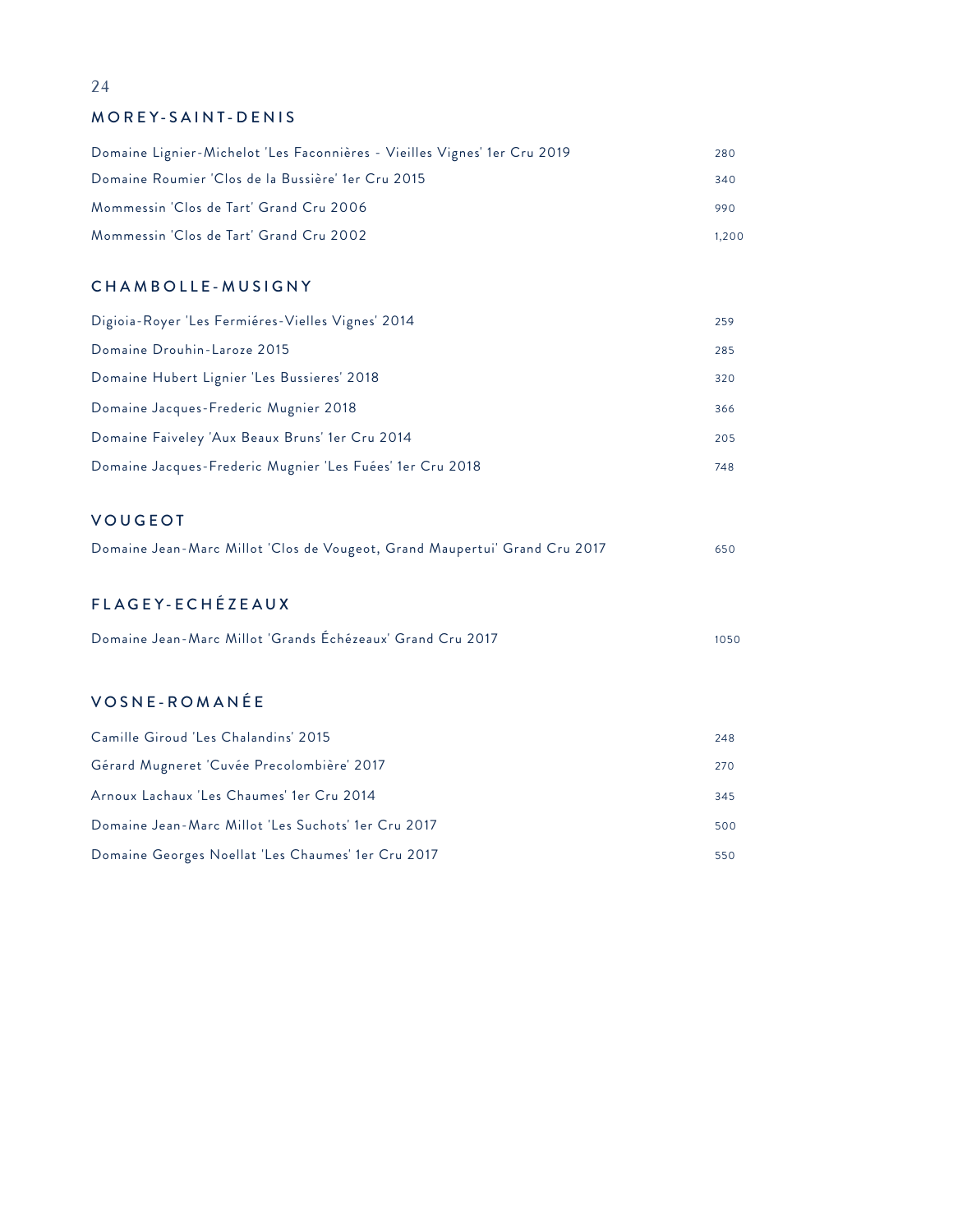## MOREY-SAINT-DENIS

| | |
|---|---|
| Domaine Lignier-Michelot 'Les Faconnières - Vieilles Vignes' 1er Cru 2019 | 280 |
| Domaine Roumier 'Clos de la Bussière' 1er Cru 2015 | 340 |
| Mommessin 'Clos de Tart' Grand Cru 2006 | 990 |
| Mommessin 'Clos de Tart' Grand Cru 2002 | 1,200 |

## CHAMBOLLE-MUSIGNY

| | |
|---|---|
| Digioia-Royer 'Les Fermiéres-Vielles Vignes' 2014 | 259 |
| Domaine Drouhin-Laroze 2015 | 285 |
| Domaine Hubert Lignier 'Les Bussieres' 2018 | 320 |
| Domaine Jacques-Frederic Mugnier 2018 | 366 |
| Domaine Faiveley 'Aux Beaux Bruns' 1er Cru 2014 | 205 |
| Domaine Jacques-Frederic Mugnier 'Les Fuées' 1er Cru 2018 | 748 |

## VOUGEOT

| | |
|---|---|
| Domaine Jean-Marc Millot 'Clos de Vougeot, Grand Maupertui' Grand Cru 2017 | 650 |

## FLAGEY-ECHÉZEAUX

| | |
|---|---|
| Domaine Jean-Marc Millot 'Grands Échézeaux' Grand Cru 2017 | 1050 |

## VOSNE-ROMANÉE

| | |
|---|---|
| Camille Giroud 'Les Chalandins' 2015 | 248 |
| Gérard Mugneret 'Cuvée Precolombière' 2017 | 270 |
| Arnoux Lachaux 'Les Chaumes' 1er Cru 2014 | 345 |
| Domaine Jean-Marc Millot 'Les Suchots' 1er Cru 2017 | 500 |
| Domaine Georges Noellat 'Les Chaumes' 1er Cru 2017 | 550 |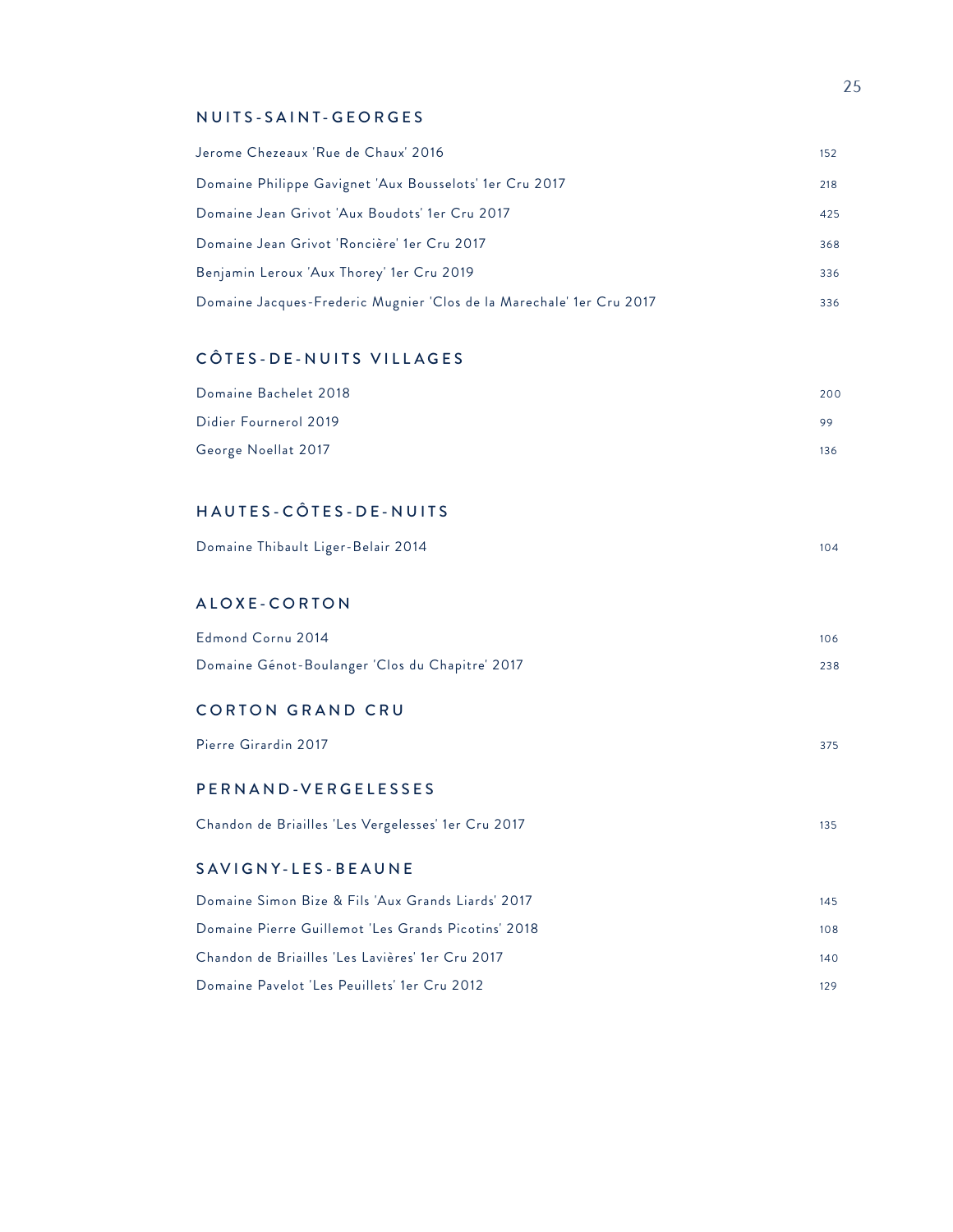## NUITS-SAINT-GEORGES

| | |
|---|---|
| Jerome Chezeaux 'Rue de Chaux' 2016 | 152 |
| Domaine Philippe Gavignet 'Aux Bousselots' 1er Cru 2017 | 218 |
| Domaine Jean Grivot 'Aux Boudots' 1er Cru 2017 | 425 |
| Domaine Jean Grivot 'Roncière' 1er Cru 2017 | 368 |
| Benjamin Leroux 'Aux Thorey' 1er Cru 2019 | 336 |
| Domaine Jacques-Frederic Mugnier 'Clos de la Marechale' 1er Cru 2017 | 336 |

## CÔTES-DE-NUITS VILLAGES

| | |
|---|---|
| Domaine Bachelet 2018 | 200 |
| Didier Fournerol 2019 | 99 |
| George Noellat 2017 | 136 |

## HAUTES-CÔTES-DE-NUITS

| | |
|---|---|
| Domaine Thibault Liger-Belair 2014 | 104 |

## ALOXE-CORTON

| | |
|---|---|
| Edmond Cornu 2014 | 106 |
| Domaine Génot-Boulanger 'Clos du Chapitre' 2017 | 238 |

## CORTON GRAND CRU

| | |
|---|---|
| Pierre Girardin 2017 | 375 |

## PERNAND-VERGELESSES

| | |
|---|---|
| Chandon de Briailles 'Les Vergelesses' 1er Cru 2017 | 135 |

## SAVIGNY-LES-BEAUNE

| | |
|---|---|
| Domaine Simon Bize & Fils 'Aux Grands Liards' 2017 | 145 |
| Domaine Pierre Guillemot 'Les Grands Picotins' 2018 | 108 |
| Chandon de Briailles 'Les Lavières' 1er Cru 2017 | 140 |
| Domaine Pavelot 'Les Peuillets' 1er Cru 2012 | 129 |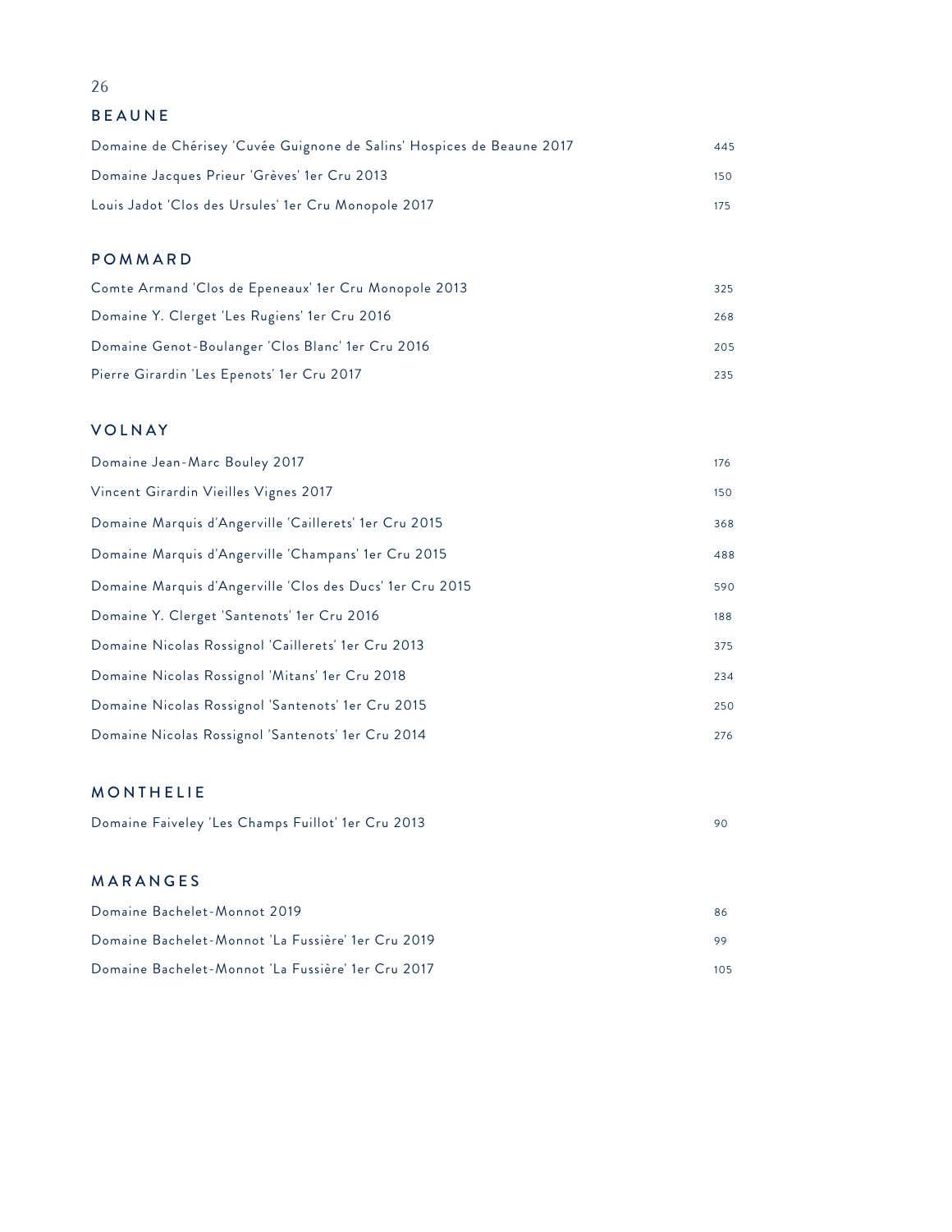## BEAUNE

| | |
|---|---|
| Domaine de Chérisey 'Cuvée Guignone de Salins' Hospices de Beaune 2017 | 445 |
| Domaine Jacques Prieur 'Grèves' 1er Cru 2013 | 150 |
| Louis Jadot 'Clos des Ursules' 1er Cru Monopole 2017 | 175 |

## POMMARD

| | |
|---|---|
| Comte Armand 'Clos de Epeneaux' 1er Cru Monopole 2013 | 325 |
| Domaine Y. Clerget 'Les Rugiens' 1er Cru 2016 | 268 |
| Domaine Genot-Boulanger 'Clos Blanc' 1er Cru 2016 | 205 |
| Pierre Girardin 'Les Epenots' 1er Cru 2017 | 235 |

## VOLNAY

| | |
|---|---|
| Domaine Jean-Marc Bouley 2017 | 176 |
| Vincent Girardin Vieilles Vignes 2017 | 150 |
| Domaine Marquis d'Angerville 'Caillerets' 1er Cru 2015 | 368 |
| Domaine Marquis d'Angerville 'Champans' 1er Cru 2015 | 488 |
| Domaine Marquis d'Angerville 'Clos des Ducs' 1er Cru 2015 | 590 |
| Domaine Y. Clerget 'Santenots' 1er Cru 2016 | 188 |
| Domaine Nicolas Rossignol 'Caillerets' 1er Cru 2013 | 375 |
| Domaine Nicolas Rossignol 'Mitans' 1er Cru 2018 | 234 |
| Domaine Nicolas Rossignol 'Santenots' 1er Cru 2015 | 250 |
| Domaine Nicolas Rossignol 'Santenots' 1er Cru 2014 | 276 |

## MONTHELIE

| | |
|---|---|
| Domaine Faiveley 'Les Champs Fuillot' 1er Cru 2013 | 90 |

## MARANGES

| | |
|---|---|
| Domaine Bachelet-Monnot 2019 | 86 |
| Domaine Bachelet-Monnot 'La Fussière' 1er Cru 2019 | 99 |
| Domaine Bachelet-Monnot 'La Fussière' 1er Cru 2017 | 105 |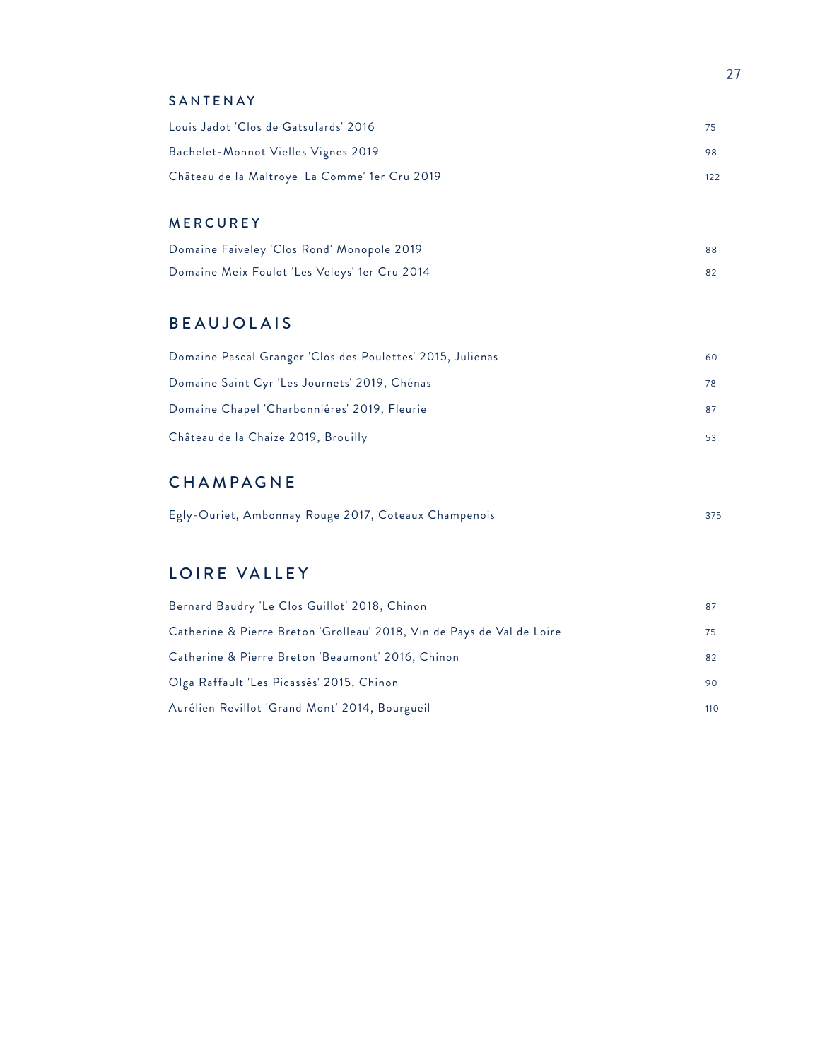### SANTENAY

| | |
|---|---|
| Louis Jadot 'Clos de Gatsulards' 2016 | 75 |
| Bachelet-Monnot Vielles Vignes 2019 | 98 |
| Château de la Maltroye 'La Comme' 1er Cru 2019 | 122 |

### MERCUREY

| | |
|---|---|
| Domaine Faiveley 'Clos Rond' Monopole 2019 | 88 |
| Domaine Meix Foulot 'Les Veleys' 1er Cru 2014 | 82 |

## BEAUJOLAIS

| | |
|---|---|
| Domaine Pascal Granger 'Clos des Poulettes' 2015, Julienas | 60 |
| Domaine Saint Cyr 'Les Journets' 2019, Chénas | 78 |
| Domaine Chapel 'Charbonniéres' 2019, Fleurie | 87 |
| Château de la Chaize 2019, Brouilly | 53 |

## CHAMPAGNE

| | |
|---|---|
| Egly-Ouriet, Ambonnay Rouge 2017, Coteaux Champenois | 375 |

## LOIRE VALLEY

| | |
|---|---|
| Bernard Baudry 'Le Clos Guillot' 2018, Chinon | 87 |
| Catherine & Pierre Breton 'Grolleau' 2018, Vin de Pays de Val de Loire | 75 |
| Catherine & Pierre Breton 'Beaumont' 2016, Chinon | 82 |
| Olga Raffault 'Les Picassés' 2015, Chinon | 90 |
| Aurélien Revillot 'Grand Mont' 2014, Bourgueil | 110 |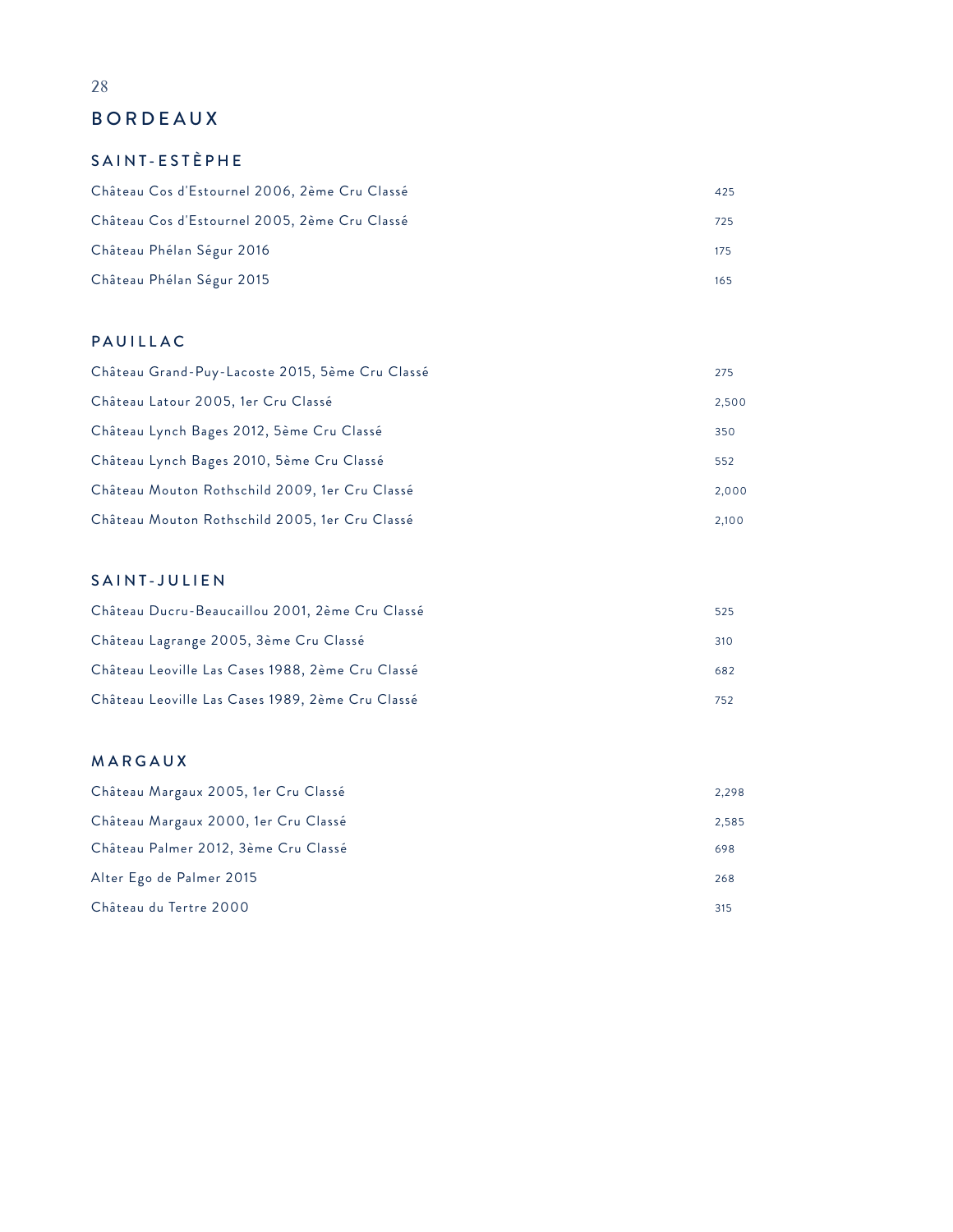# BORDEAUX

## SAINT-ESTÈPHE

| | |
|---|---|
| Château Cos d'Estournel 2006, 2ème Cru Classé | 425 |
| Château Cos d'Estournel 2005, 2ème Cru Classé | 725 |
| Château Phélan Ségur 2016 | 175 |
| Château Phélan Ségur 2015 | 165 |

## PAUILLAC

| | |
|---|---|
| Château Grand-Puy-Lacoste 2015, 5ème Cru Classé | 275 |
| Château Latour 2005, 1er Cru Classé | 2,500 |
| Château Lynch Bages 2012, 5ème Cru Classé | 350 |
| Château Lynch Bages 2010, 5ème Cru Classé | 552 |
| Château Mouton Rothschild 2009, 1er Cru Classé | 2,000 |
| Château Mouton Rothschild 2005, 1er Cru Classé | 2,100 |

## SAINT-JULIEN

| | |
|---|---|
| Château Ducru-Beaucaillou 2001, 2ème Cru Classé | 525 |
| Château Lagrange 2005, 3ème Cru Classé | 310 |
| Château Leoville Las Cases 1988, 2ème Cru Classé | 682 |
| Château Leoville Las Cases 1989, 2ème Cru Classé | 752 |

## MARGAUX

| | |
|---|---|
| Château Margaux 2005, 1er Cru Classé | 2,298 |
| Château Margaux 2000, 1er Cru Classé | 2,585 |
| Château Palmer 2012, 3ème Cru Classé | 698 |
| Alter Ego de Palmer 2015 | 268 |
| Château du Tertre 2000 | 315 |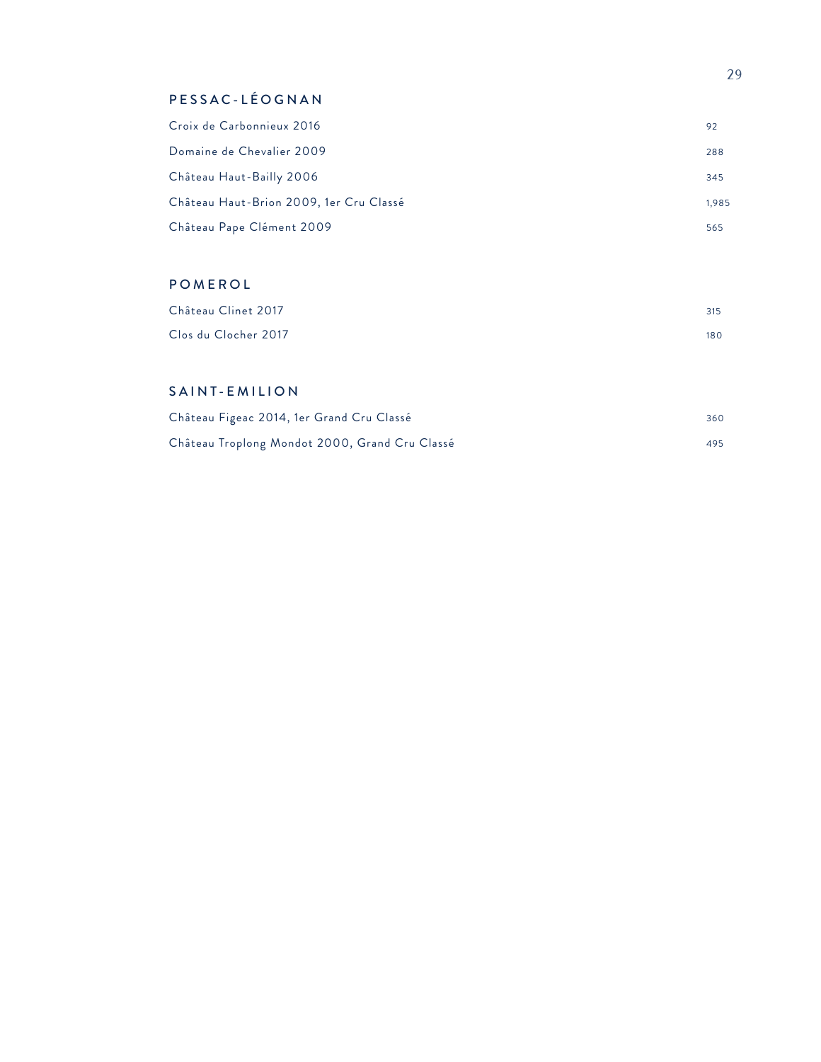## PESSAC-LÉOGNAN

| Wine | Price |
|---|---|
| Croix de Carbonnieux 2016 | 92 |
| Domaine de Chevalier 2009 | 288 |
| Château Haut-Bailly 2006 | 345 |
| Château Haut-Brion 2009, 1er Cru Classé | 1,985 |
| Château Pape Clément 2009 | 565 |

## POMEROL

| Wine | Price |
|---|---|
| Château Clinet 2017 | 315 |
| Clos du Clocher 2017 | 180 |

## SAINT-EMILION

| Wine | Price |
|---|---|
| Château Figeac 2014, 1er Grand Cru Classé | 360 |
| Château Troplong Mondot 2000, Grand Cru Classé | 495 |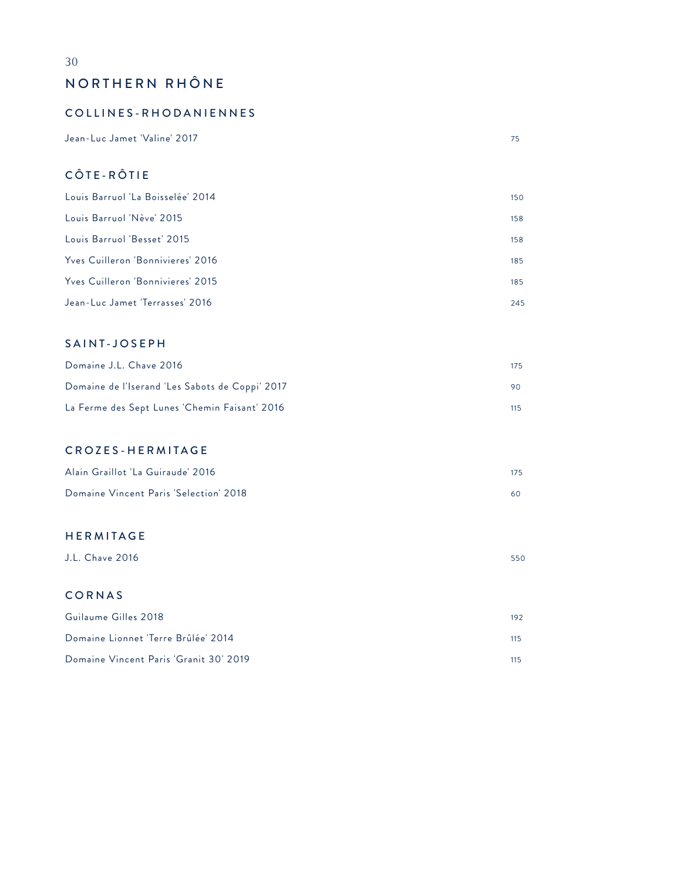# NORTHERN RHÔNE

## COLLINES-RHODANIENNES

| | |
|---|---|
| Jean-Luc Jamet 'Valine' 2017 | 75 |

## CÔTE-RÔTIE

| | |
|---|---|
| Louis Barruol 'La Boisselée' 2014 | 150 |
| Louis Barruol 'Nève' 2015 | 158 |
| Louis Barruol 'Besset' 2015 | 158 |
| Yves Cuilleron 'Bonnivieres' 2016 | 185 |
| Yves Cuilleron 'Bonnivieres' 2015 | 185 |
| Jean-Luc Jamet 'Terrasses' 2016 | 245 |

## SAINT-JOSEPH

| | |
|---|---|
| Domaine J.L. Chave 2016 | 175 |
| Domaine de l'Iserand 'Les Sabots de Coppi' 2017 | 90 |
| La Ferme des Sept Lunes 'Chemin Faisant' 2016 | 115 |

## CROZES-HERMITAGE

| | |
|---|---|
| Alain Graillot 'La Guiraude' 2016 | 175 |
| Domaine Vincent Paris 'Selection' 2018 | 60 |

## HERMITAGE

| | |
|---|---|
| J.L. Chave 2016 | 550 |

## CORNAS

| | |
|---|---|
| Guilaume Gilles 2018 | 192 |
| Domaine Lionnet 'Terre Brûlée' 2014 | 115 |
| Domaine Vincent Paris 'Granit 30' 2019 | 115 |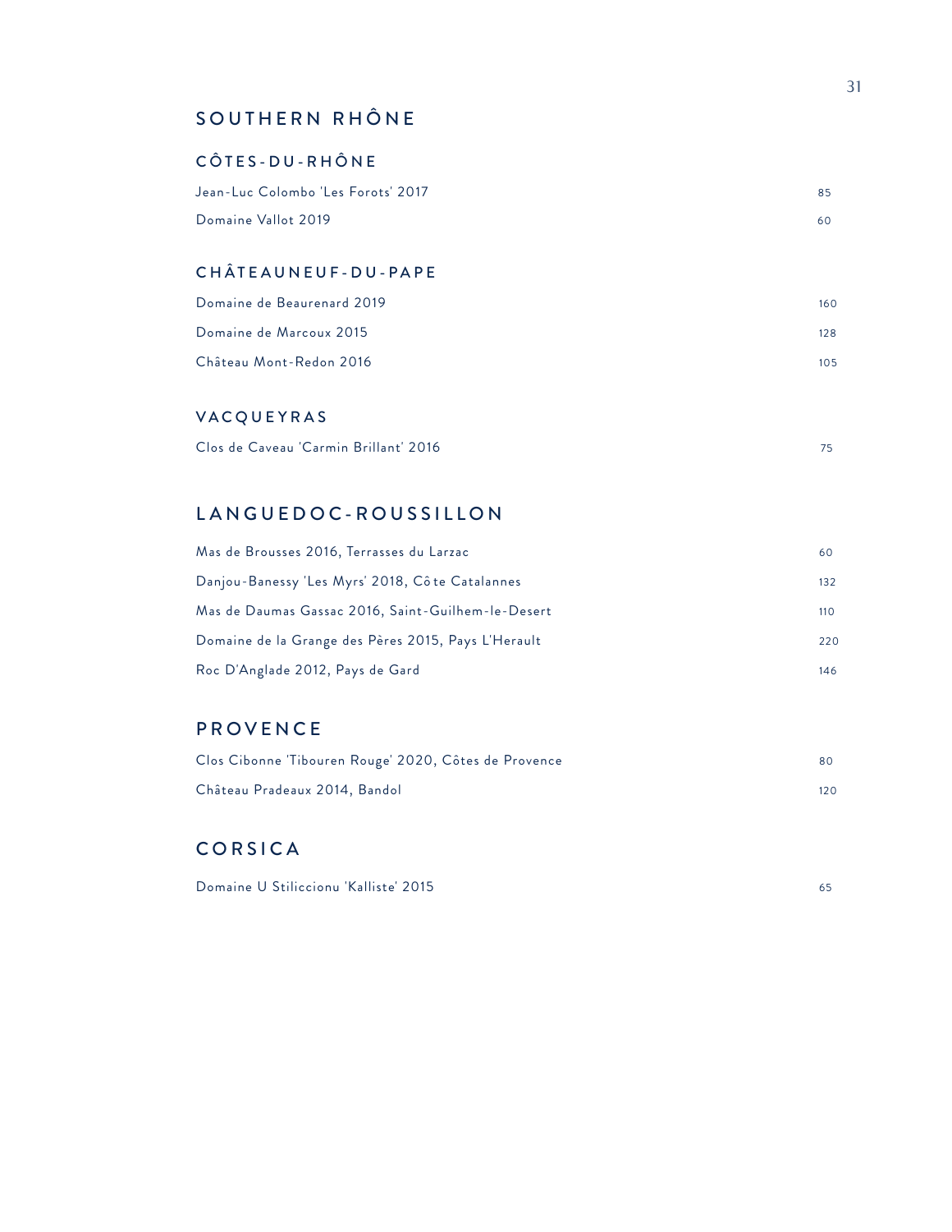# SOUTHERN RHÔNE

## CÔTES-DU-RHÔNE

| | |
|---|---|
| Jean-Luc Colombo 'Les Forots' 2017 | 85 |
| Domaine Vallot 2019 | 60 |

## CHÂTEAUNEUF-DU-PAPE

| | |
|---|---|
| Domaine de Beaurenard 2019 | 160 |
| Domaine de Marcoux 2015 | 128 |
| Château Mont-Redon 2016 | 105 |

## VACQUEYRAS

| | |
|---|---|
| Clos de Caveau 'Carmin Brillant' 2016 | 75 |

# LANGUEDOC-ROUSSILLON

| | |
|---|---|
| Mas de Brousses 2016, Terrasses du Larzac | 60 |
| Danjou-Banessy 'Les Myrs' 2018, Côte Catalannes | 132 |
| Mas de Daumas Gassac 2016, Saint-Guilhem-le-Desert | 110 |
| Domaine de la Grange des Pères 2015, Pays L'Herault | 220 |
| Roc D'Anglade 2012, Pays de Gard | 146 |

# PROVENCE

| | |
|---|---|
| Clos Cibonne 'Tibouren Rouge' 2020, Côtes de Provence | 80 |
| Château Pradeaux 2014, Bandol | 120 |

# CORSICA

| | |
|---|---|
| Domaine U Stiliccionu 'Kalliste' 2015 | 65 |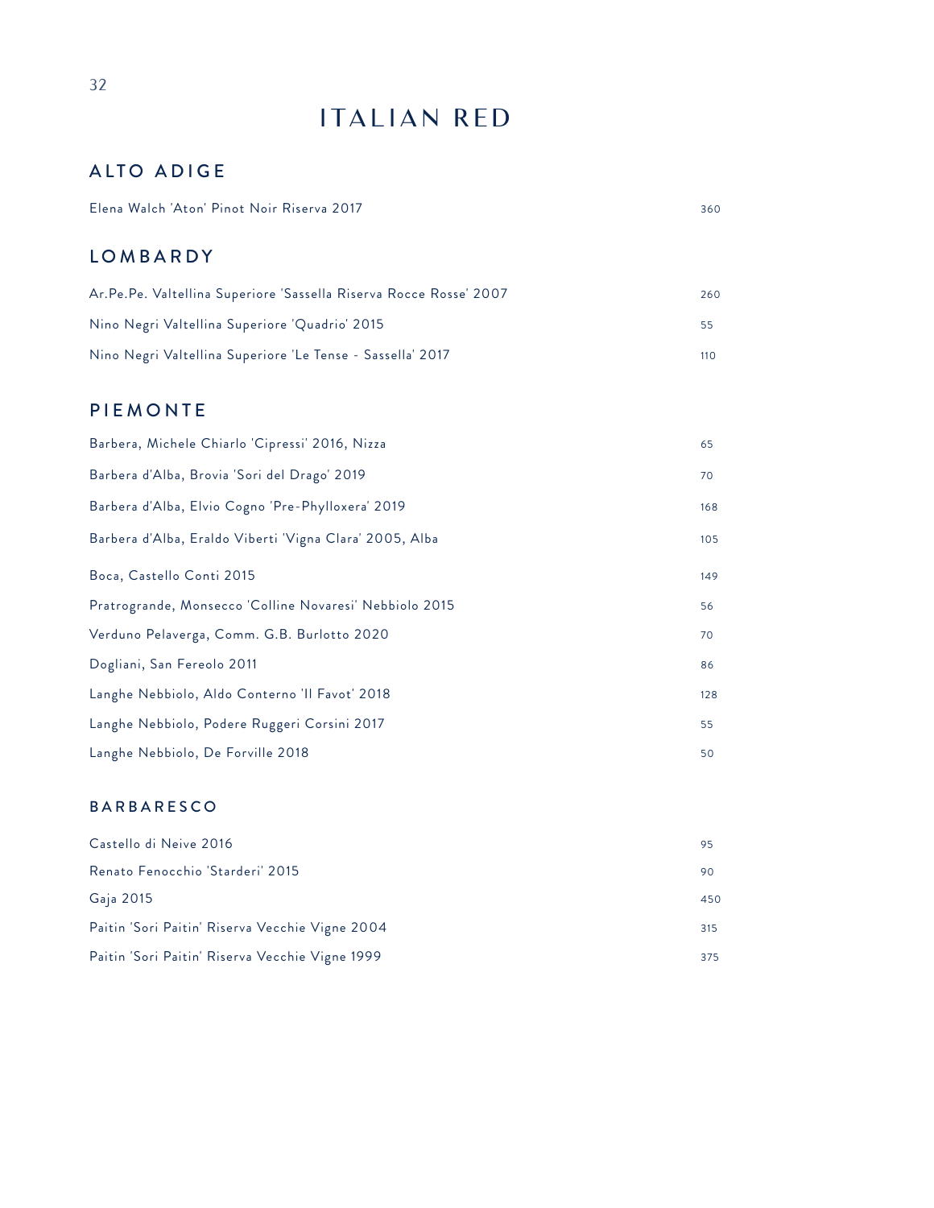# ITALIAN RED

## ALTO ADIGE

| | |
|---|---|
| Elena Walch 'Aton' Pinot Noir Riserva 2017 | 360 |

## LOMBARDY

| | |
|---|---|
| Ar.Pe.Pe. Valtellina Superiore 'Sassella Riserva Rocce Rosse' 2007 | 260 |
| Nino Negri Valtellina Superiore 'Quadrio' 2015 | 55 |
| Nino Negri Valtellina Superiore 'Le Tense - Sassella' 2017 | 110 |

## PIEMONTE

| | |
|---|---|
| Barbera, Michele Chiarlo 'Cipressi' 2016, Nizza | 65 |
| Barbera d'Alba, Brovia 'Sori del Drago' 2019 | 70 |
| Barbera d'Alba, Elvio Cogno 'Pre-Phylloxera' 2019 | 168 |
| Barbera d'Alba, Eraldo Viberti 'Vigna Clara' 2005, Alba | 105 |
| Boca, Castello Conti 2015 | 149 |
| Pratrogrande, Monsecco 'Colline Novaresi' Nebbiolo 2015 | 56 |
| Verduno Pelaverga, Comm. G.B. Burlotto 2020 | 70 |
| Dogliani, San Fereolo 2011 | 86 |
| Langhe Nebbiolo, Aldo Conterno 'Il Favot' 2018 | 128 |
| Langhe Nebbiolo, Podere Ruggeri Corsini 2017 | 55 |
| Langhe Nebbiolo, De Forville 2018 | 50 |

### BARBARESCO

| | |
|---|---|
| Castello di Neive 2016 | 95 |
| Renato Fenocchio 'Starderi' 2015 | 90 |
| Gaja 2015 | 450 |
| Paitin 'Sori Paitin' Riserva Vecchie Vigne 2004 | 315 |
| Paitin 'Sori Paitin' Riserva Vecchie Vigne 1999 | 375 |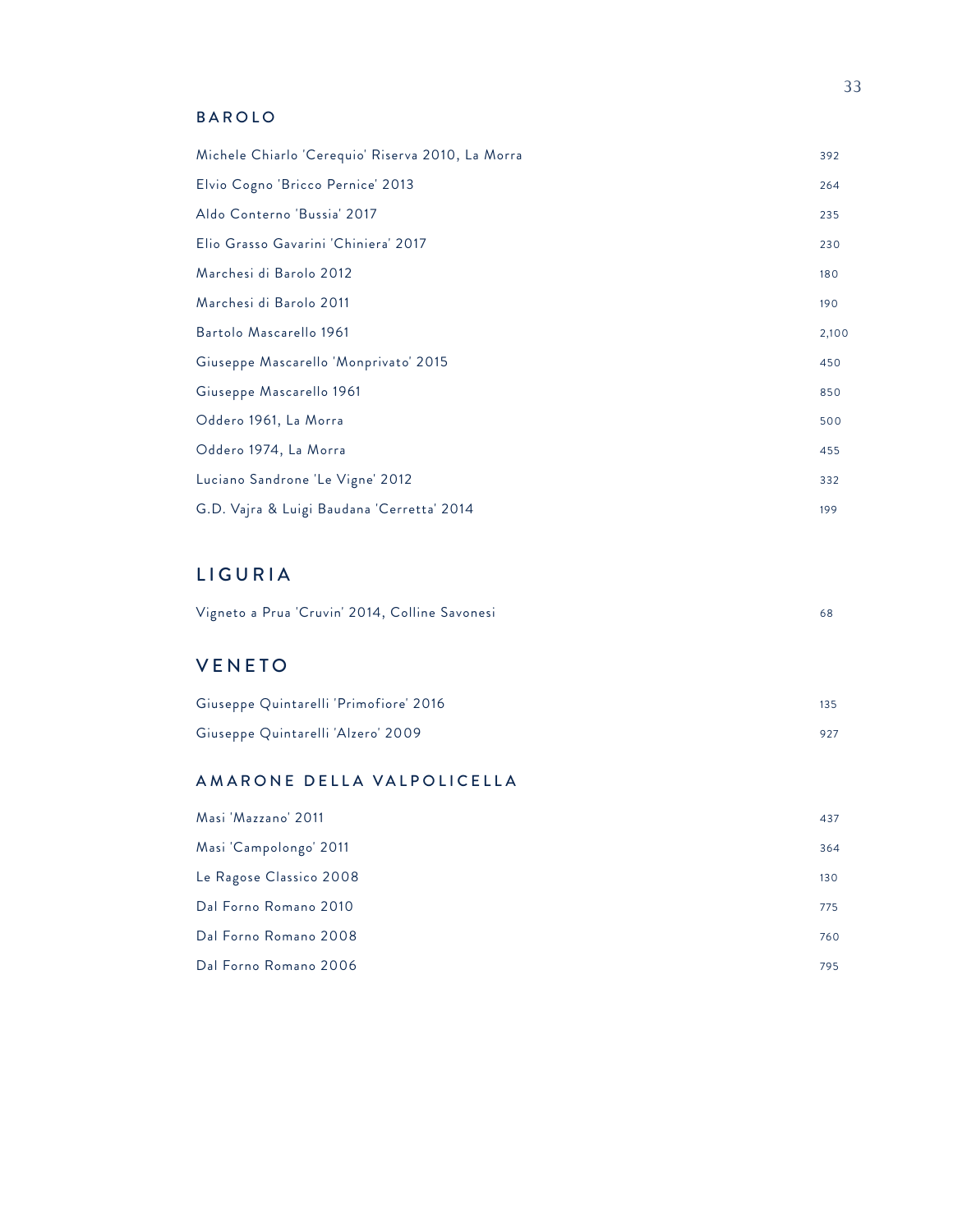## BAROLO

| | |
|---|---|
| Michele Chiarlo 'Cerequio' Riserva 2010, La Morra | 392 |
| Elvio Cogno 'Bricco Pernice' 2013 | 264 |
| Aldo Conterno 'Bussia' 2017 | 235 |
| Elio Grasso Gavarini 'Chiniera' 2017 | 230 |
| Marchesi di Barolo 2012 | 180 |
| Marchesi di Barolo 2011 | 190 |
| Bartolo Mascarello 1961 | 2,100 |
| Giuseppe Mascarello 'Monprivato' 2015 | 450 |
| Giuseppe Mascarello 1961 | 850 |
| Oddero 1961, La Morra | 500 |
| Oddero 1974, La Morra | 455 |
| Luciano Sandrone 'Le Vigne' 2012 | 332 |
| G.D. Vajra & Luigi Baudana 'Cerretta' 2014 | 199 |

## LIGURIA

| | |
|---|---|
| Vigneto a Prua 'Cruvin' 2014, Colline Savonesi | 68 |

## VENETO

| | |
|---|---|
| Giuseppe Quintarelli 'Primofiore' 2016 | 135 |
| Giuseppe Quintarelli 'Alzero' 2009 | 927 |

## AMARONE DELLA VALPOLICELLA

| | |
|---|---|
| Masi 'Mazzano' 2011 | 437 |
| Masi 'Campolongo' 2011 | 364 |
| Le Ragose Classico 2008 | 130 |
| Dal Forno Romano 2010 | 775 |
| Dal Forno Romano 2008 | 760 |
| Dal Forno Romano 2006 | 795 |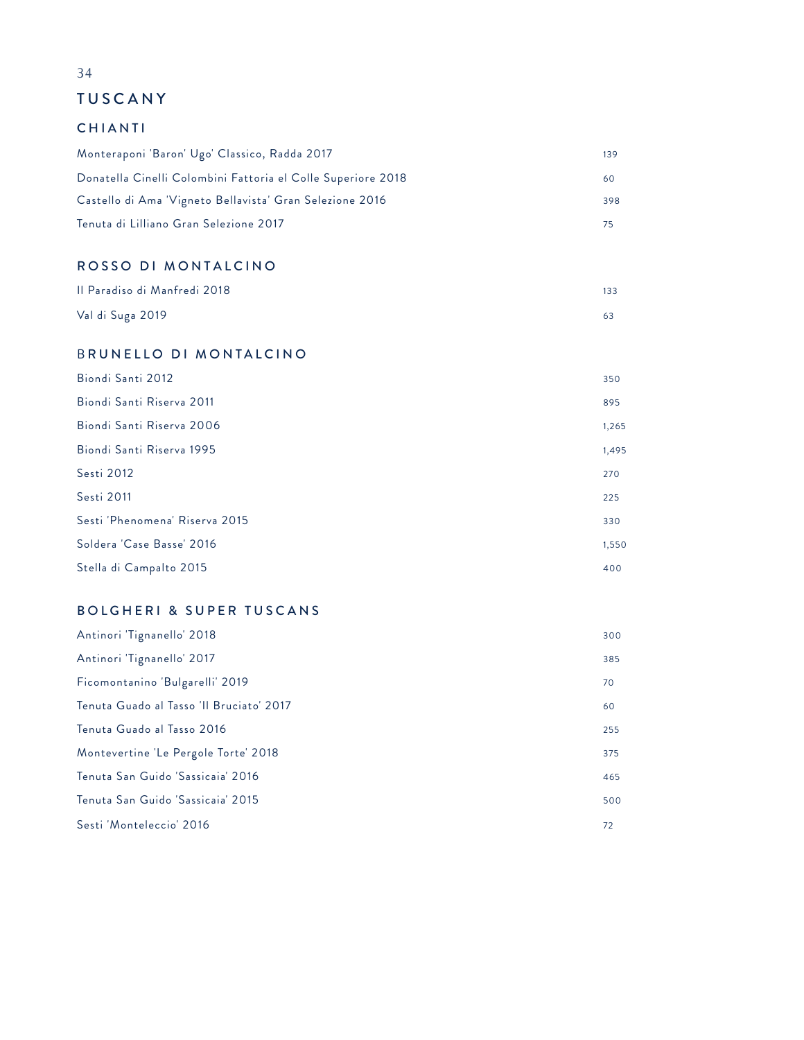# TUSCANY

## CHIANTI

| Wine | Price |
|---|---|
| Monteraponi 'Baron' Ugo' Classico, Radda 2017 | 139 |
| Donatella Cinelli Colombini Fattoria el Colle Superiore 2018 | 60 |
| Castello di Ama 'Vigneto Bellavista' Gran Selezione 2016 | 398 |
| Tenuta di Lilliano Gran Selezione 2017 | 75 |

## ROSSO DI MONTALCINO

| Wine | Price |
|---|---|
| Il Paradiso di Manfredi 2018 | 133 |
| Val di Suga 2019 | 63 |

## BRUNELLO DI MONTALCINO

| Wine | Price |
|---|---|
| Biondi Santi 2012 | 350 |
| Biondi Santi Riserva 2011 | 895 |
| Biondi Santi Riserva 2006 | 1,265 |
| Biondi Santi Riserva 1995 | 1,495 |
| Sesti 2012 | 270 |
| Sesti 2011 | 225 |
| Sesti 'Phenomena' Riserva 2015 | 330 |
| Soldera 'Case Basse' 2016 | 1,550 |
| Stella di Campalto 2015 | 400 |

## BOLGHERI & SUPER TUSCANS

| Wine | Price |
|---|---|
| Antinori 'Tignanello' 2018 | 300 |
| Antinori 'Tignanello' 2017 | 385 |
| Ficomontanino 'Bulgarelli' 2019 | 70 |
| Tenuta Guado al Tasso 'Il Bruciato' 2017 | 60 |
| Tenuta Guado al Tasso 2016 | 255 |
| Montevertine 'Le Pergole Torte' 2018 | 375 |
| Tenuta San Guido 'Sassicaia' 2016 | 465 |
| Tenuta San Guido 'Sassicaia' 2015 | 500 |
| Sesti 'Monteleccio' 2016 | 72 |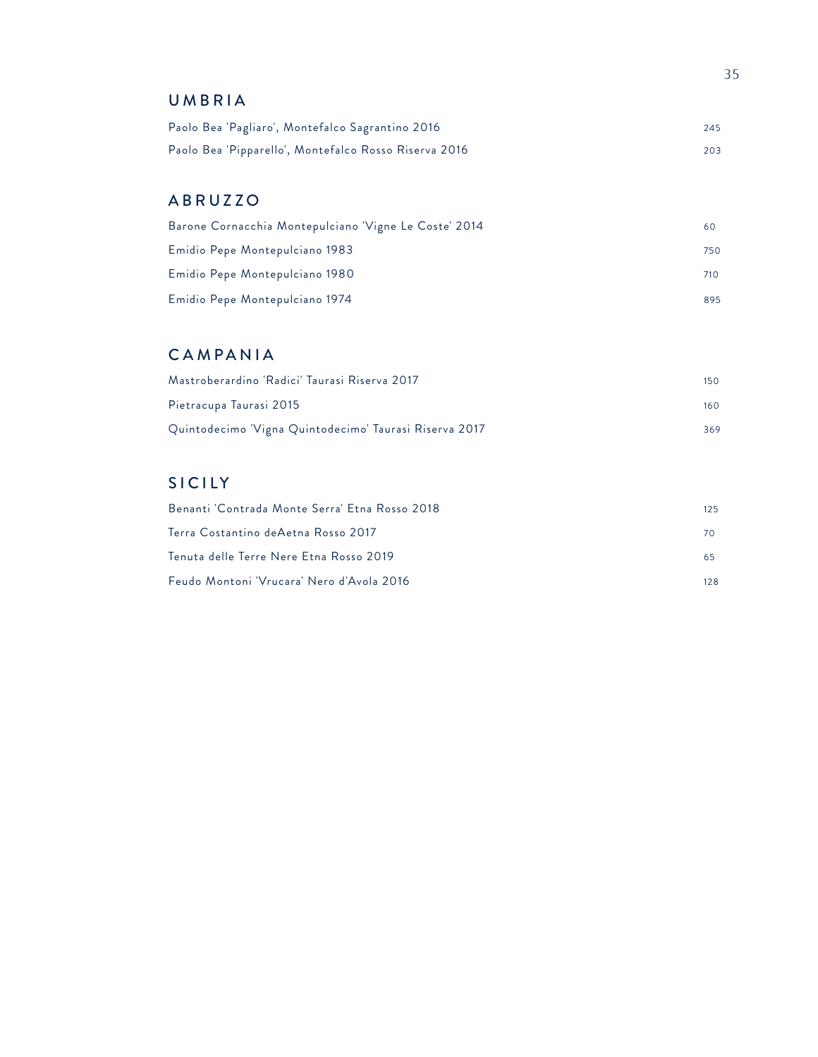## UMBRIA

| | |
|---|---|
| Paolo Bea 'Pagliaro', Montefalco Sagrantino 2016 | 245 |
| Paolo Bea 'Pipparello', Montefalco Rosso Riserva 2016 | 203 |

## ABRUZZO

| | |
|---|---|
| Barone Cornacchia Montepulciano 'Vigne Le Coste' 2014 | 60 |
| Emidio Pepe Montepulciano 1983 | 750 |
| Emidio Pepe Montepulciano 1980 | 710 |
| Emidio Pepe Montepulciano 1974 | 895 |

## CAMPANIA

| | |
|---|---|
| Mastroberardino 'Radici' Taurasi Riserva 2017 | 150 |
| Pietracupa Taurasi 2015 | 160 |
| Quintodecimo 'Vigna Quintodecimo' Taurasi Riserva 2017 | 369 |

## SICILY

| | |
|---|---|
| Benanti 'Contrada Monte Serra' Etna Rosso 2018 | 125 |
| Terra Costantino deAetna Rosso 2017 | 70 |
| Tenuta delle Terre Nere Etna Rosso 2019 | 65 |
| Feudo Montoni 'Vrucara' Nero d'Avola 2016 | 128 |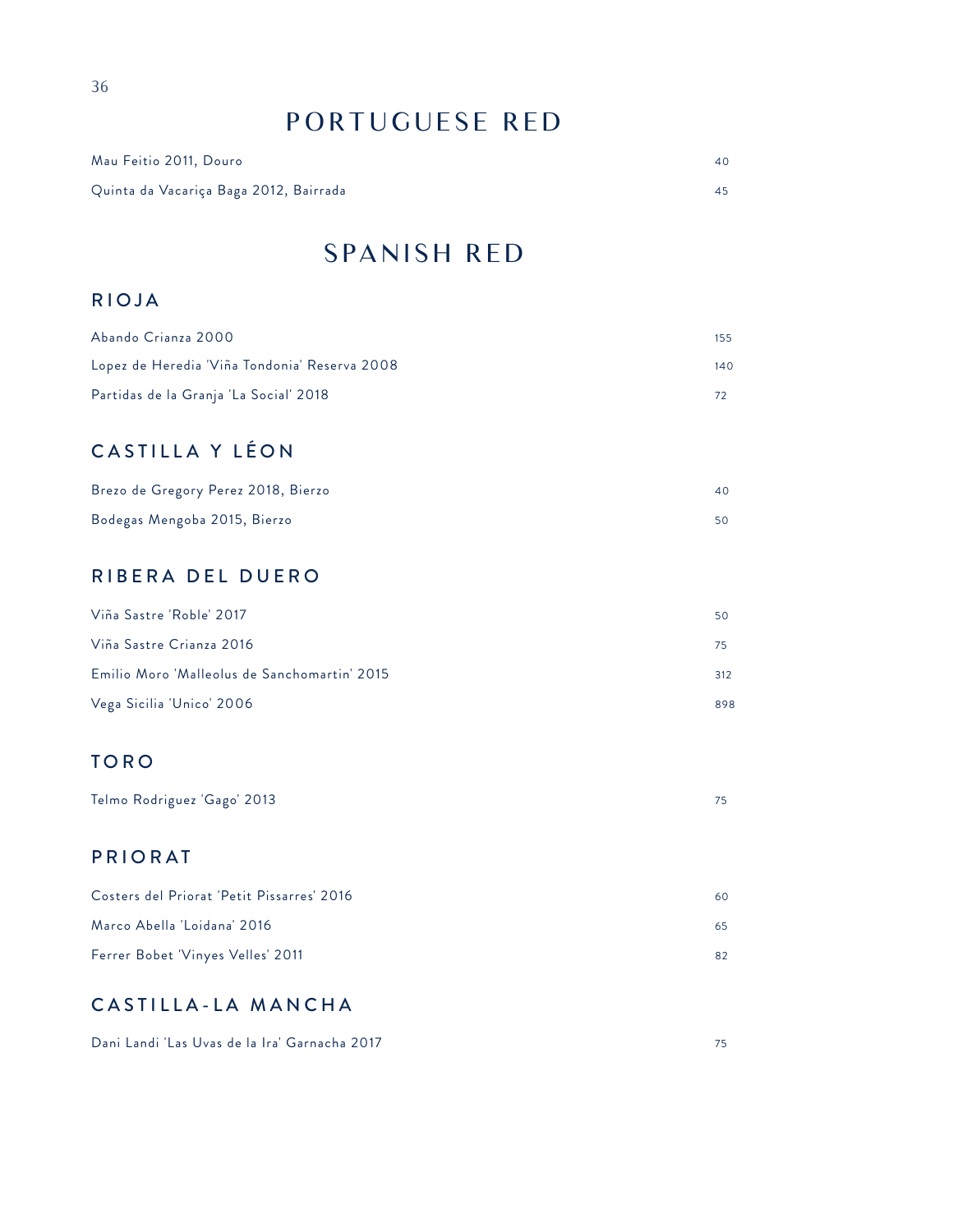# PORTUGUESE RED

| | |
|---|---|
| Mau Feitio 2011, Douro | 40 |
| Quinta da Vacariça Baga 2012, Bairrada | 45 |

# SPANISH RED

## RIOJA

| | |
|---|---|
| Abando Crianza 2000 | 155 |
| Lopez de Heredia 'Viña Tondonia' Reserva 2008 | 140 |
| Partidas de la Granja 'La Social' 2018 | 72 |

## CASTILLA Y LÉON

| | |
|---|---|
| Brezo de Gregory Perez 2018, Bierzo | 40 |
| Bodegas Mengoba 2015, Bierzo | 50 |

## RIBERA DEL DUERO

| | |
|---|---|
| Viña Sastre 'Roble' 2017 | 50 |
| Viña Sastre Crianza 2016 | 75 |
| Emilio Moro 'Malleolus de Sanchomartin' 2015 | 312 |
| Vega Sicilia 'Unico' 2006 | 898 |

## TORO

| | |
|---|---|
| Telmo Rodriguez 'Gago' 2013 | 75 |

## PRIORAT

| | |
|---|---|
| Costers del Priorat 'Petit Pissarres' 2016 | 60 |
| Marco Abella 'Loidana' 2016 | 65 |
| Ferrer Bobet 'Vinyes Velles' 2011 | 82 |

## CASTILLA-LA MANCHA

| | |
|---|---|
| Dani Landi 'Las Uvas de la Ira' Garnacha 2017 | 75 |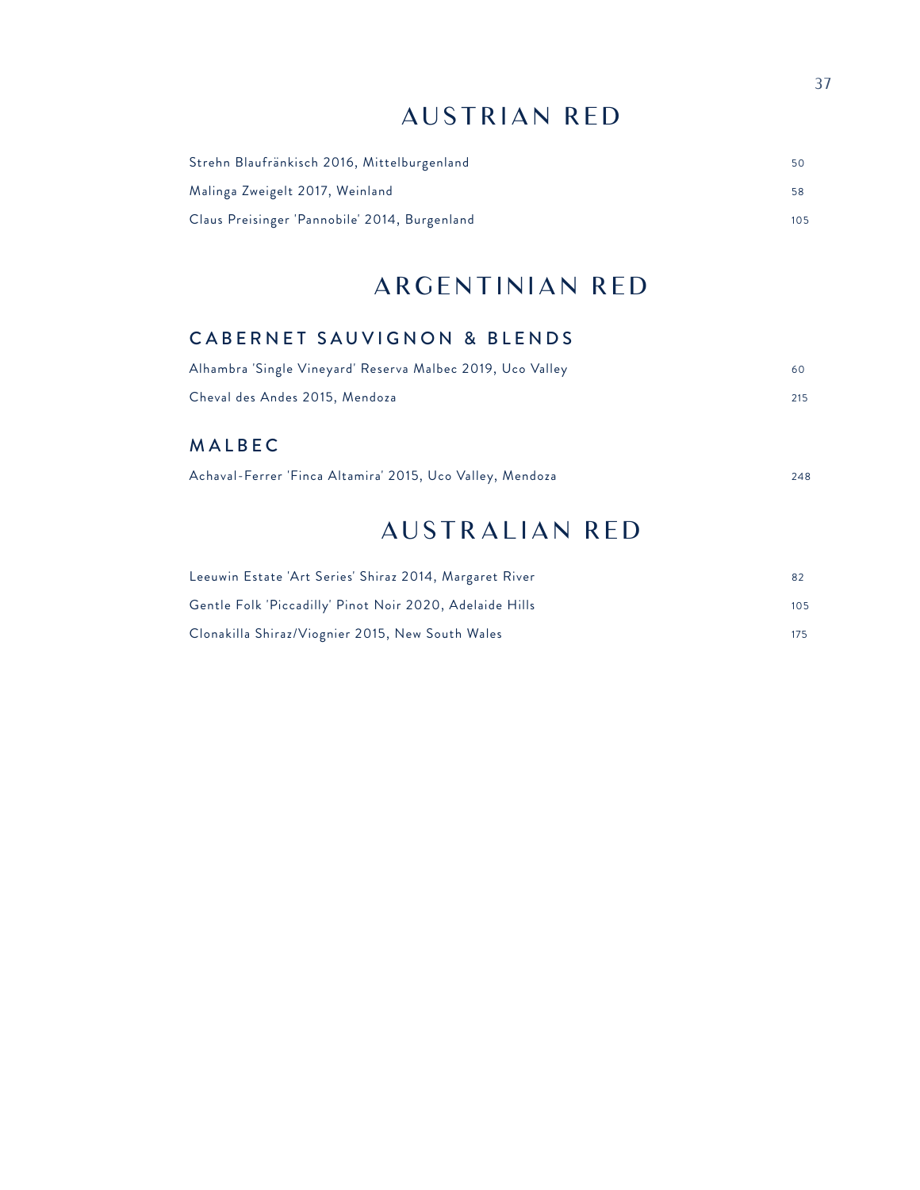# AUSTRIAN RED

| | |
|---|---|
| Strehn Blaufränkisch 2016, Mittelburgenland | 50 |
| Malinga Zweigelt 2017, Weinland | 58 |
| Claus Preisinger 'Pannobile' 2014, Burgenland | 105 |

# ARGENTINIAN RED

## CABERNET SAUVIGNON & BLENDS

| | |
|---|---|
| Alhambra 'Single Vineyard' Reserva Malbec 2019, Uco Valley | 60 |
| Cheval des Andes 2015, Mendoza | 215 |

## MALBEC

| | |
|---|---|
| Achaval-Ferrer 'Finca Altamira' 2015, Uco Valley, Mendoza | 248 |

# AUSTRALIAN RED

| | |
|---|---|
| Leeuwin Estate 'Art Series' Shiraz 2014, Margaret River | 82 |
| Gentle Folk 'Piccadilly' Pinot Noir 2020, Adelaide Hills | 105 |
| Clonakilla Shiraz/Viognier 2015, New South Wales | 175 |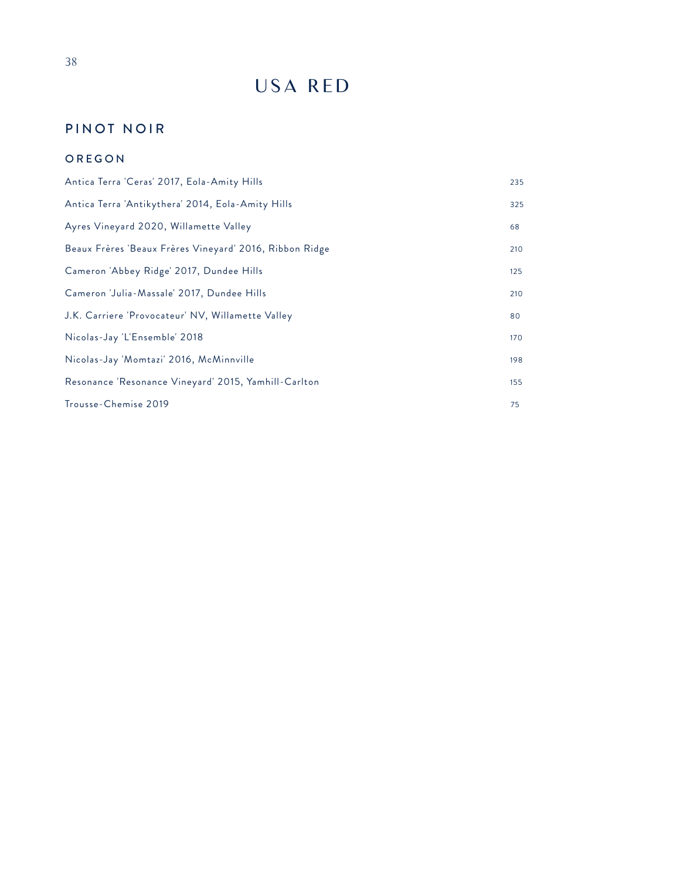# USA RED

## PINOT NOIR

### OREGON

| | |
|---|---|
| Antica Terra 'Ceras' 2017, Eola-Amity Hills | 235 |
| Antica Terra 'Antikythera' 2014, Eola-Amity Hills | 325 |
| Ayres Vineyard 2020, Willamette Valley | 68 |
| Beaux Frères 'Beaux Frères Vineyard' 2016, Ribbon Ridge | 210 |
| Cameron 'Abbey Ridge' 2017, Dundee Hills | 125 |
| Cameron 'Julia-Massale' 2017, Dundee Hills | 210 |
| J.K. Carriere 'Provocateur' NV, Willamette Valley | 80 |
| Nicolas-Jay 'L'Ensemble' 2018 | 170 |
| Nicolas-Jay 'Momtazi' 2016, McMinnville | 198 |
| Resonance 'Resonance Vineyard' 2015, Yamhill-Carlton | 155 |
| Trousse-Chemise 2019 | 75 |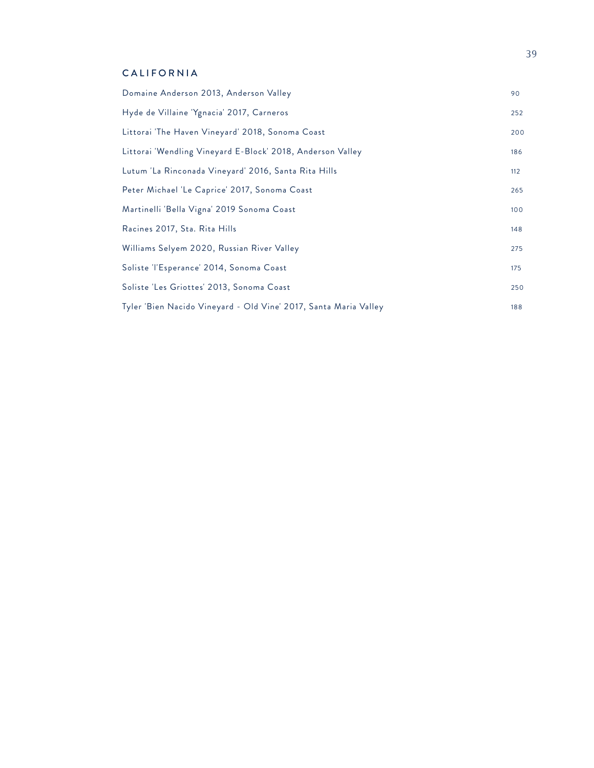## CALIFORNIA

| | |
|---|---|
| Domaine Anderson 2013, Anderson Valley | 90 |
| Hyde de Villaine 'Ygnacia' 2017, Carneros | 252 |
| Littorai 'The Haven Vineyard' 2018, Sonoma Coast | 200 |
| Littorai 'Wendling Vineyard E-Block' 2018, Anderson Valley | 186 |
| Lutum 'La Rinconada Vineyard' 2016, Santa Rita Hills | 112 |
| Peter Michael 'Le Caprice' 2017, Sonoma Coast | 265 |
| Martinelli 'Bella Vigna' 2019 Sonoma Coast | 100 |
| Racines 2017, Sta. Rita Hills | 148 |
| Williams Selyem 2020, Russian River Valley | 275 |
| Soliste 'l'Esperance' 2014, Sonoma Coast | 175 |
| Soliste 'Les Griottes' 2013, Sonoma Coast | 250 |
| Tyler 'Bien Nacido Vineyard - Old Vine' 2017, Santa Maria Valley | 188 |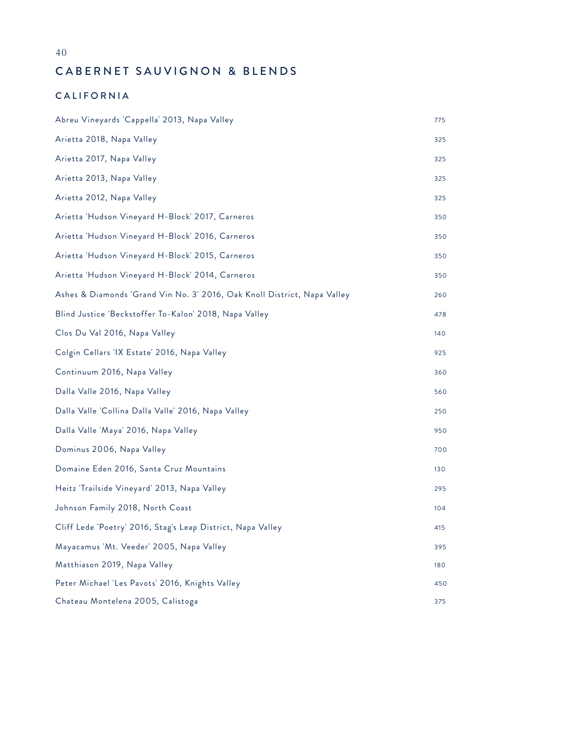## CABERNET SAUVIGNON & BLENDS

### CALIFORNIA

| Wine | Price |
| --- | --- |
| Abreu Vineyards 'Cappella' 2013, Napa Valley | 775 |
| Arietta 2018, Napa Valley | 325 |
| Arietta 2017, Napa Valley | 325 |
| Arietta 2013, Napa Valley | 325 |
| Arietta 2012, Napa Valley | 325 |
| Arietta 'Hudson Vineyard H-Block' 2017, Carneros | 350 |
| Arietta 'Hudson Vineyard H-Block' 2016, Carneros | 350 |
| Arietta 'Hudson Vineyard H-Block' 2015, Carneros | 350 |
| Arietta 'Hudson Vineyard H-Block' 2014, Carneros | 350 |
| Ashes & Diamonds 'Grand Vin No. 3' 2016, Oak Knoll District, Napa Valley | 260 |
| Blind Justice 'Beckstoffer To-Kalon' 2018, Napa Valley | 478 |
| Clos Du Val 2016, Napa Valley | 140 |
| Colgin Cellars 'IX Estate' 2016, Napa Valley | 925 |
| Continuum 2016, Napa Valley | 360 |
| Dalla Valle 2016, Napa Valley | 560 |
| Dalla Valle 'Collina Dalla Valle' 2016, Napa Valley | 250 |
| Dalla Valle 'Maya' 2016, Napa Valley | 950 |
| Dominus 2006, Napa Valley | 700 |
| Domaine Eden 2016, Santa Cruz Mountains | 130 |
| Heitz 'Trailside Vineyard' 2013, Napa Valley | 295 |
| Johnson Family 2018, North Coast | 104 |
| Cliff Lede 'Poetry' 2016, Stag's Leap District, Napa Valley | 415 |
| Mayacamus 'Mt. Veeder' 2005, Napa Valley | 395 |
| Matthiason 2019, Napa Valley | 180 |
| Peter Michael 'Les Pavots' 2016, Knights Valley | 450 |
| Chateau Montelena 2005, Calistoga | 375 |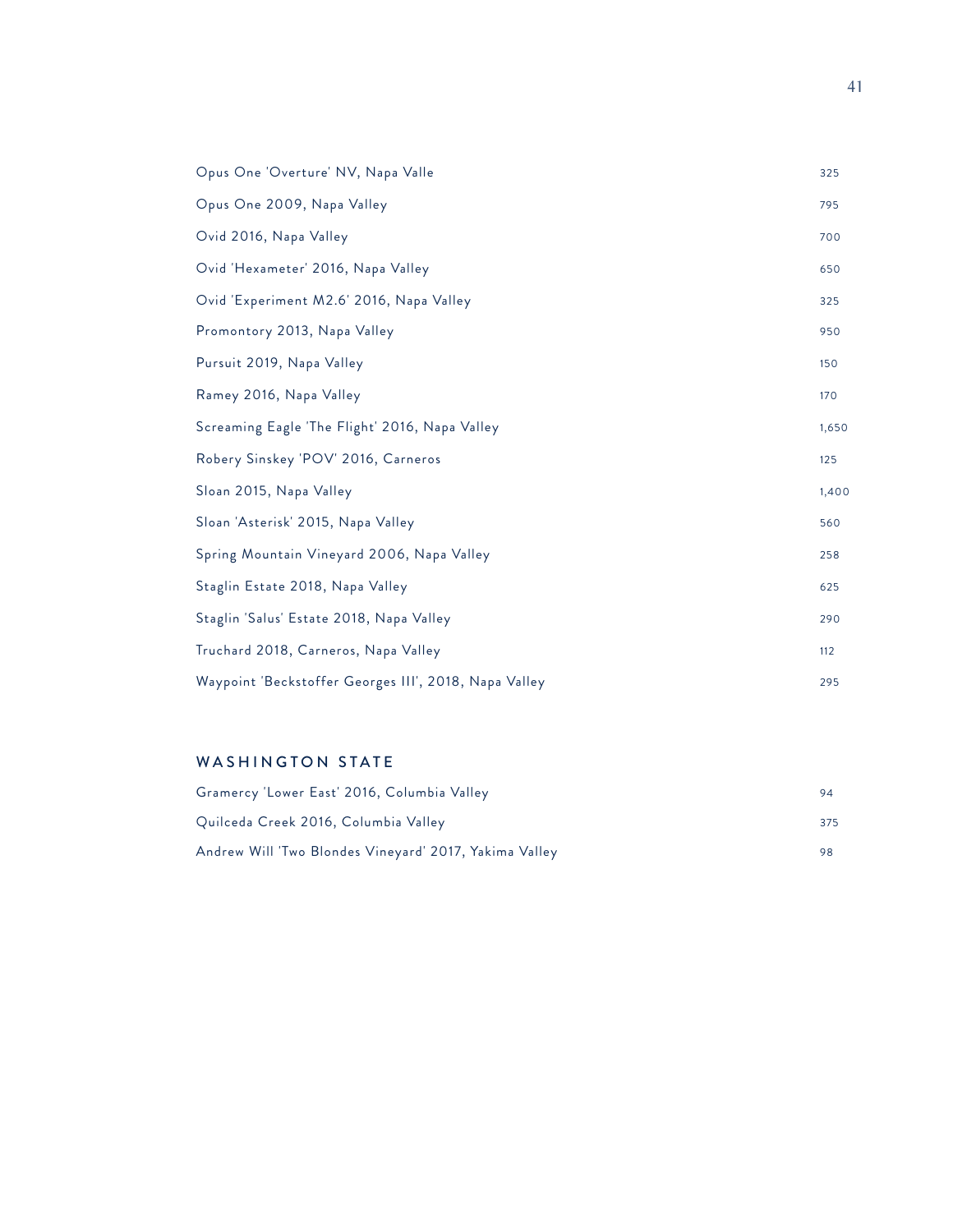| | |
|---|---|
| Opus One 'Overture' NV, Napa Valle | 325 |
| Opus One 2009, Napa Valley | 795 |
| Ovid 2016, Napa Valley | 700 |
| Ovid 'Hexameter' 2016, Napa Valley | 650 |
| Ovid 'Experiment M2.6' 2016, Napa Valley | 325 |
| Promontory 2013, Napa Valley | 950 |
| Pursuit 2019, Napa Valley | 150 |
| Ramey 2016, Napa Valley | 170 |
| Screaming Eagle 'The Flight' 2016, Napa Valley | 1,650 |
| Robery Sinskey 'POV' 2016, Carneros | 125 |
| Sloan 2015, Napa Valley | 1,400 |
| Sloan 'Asterisk' 2015, Napa Valley | 560 |
| Spring Mountain Vineyard 2006, Napa Valley | 258 |
| Staglin Estate 2018, Napa Valley | 625 |
| Staglin 'Salus' Estate 2018, Napa Valley | 290 |
| Truchard 2018, Carneros, Napa Valley | 112 |
| Waypoint 'Beckstoffer Georges III', 2018, Napa Valley | 295 |

## WASHINGTON STATE

| | |
|---|---|
| Gramercy 'Lower East' 2016, Columbia Valley | 94 |
| Quilceda Creek 2016, Columbia Valley | 375 |
| Andrew Will 'Two Blondes Vineyard' 2017, Yakima Valley | 98 |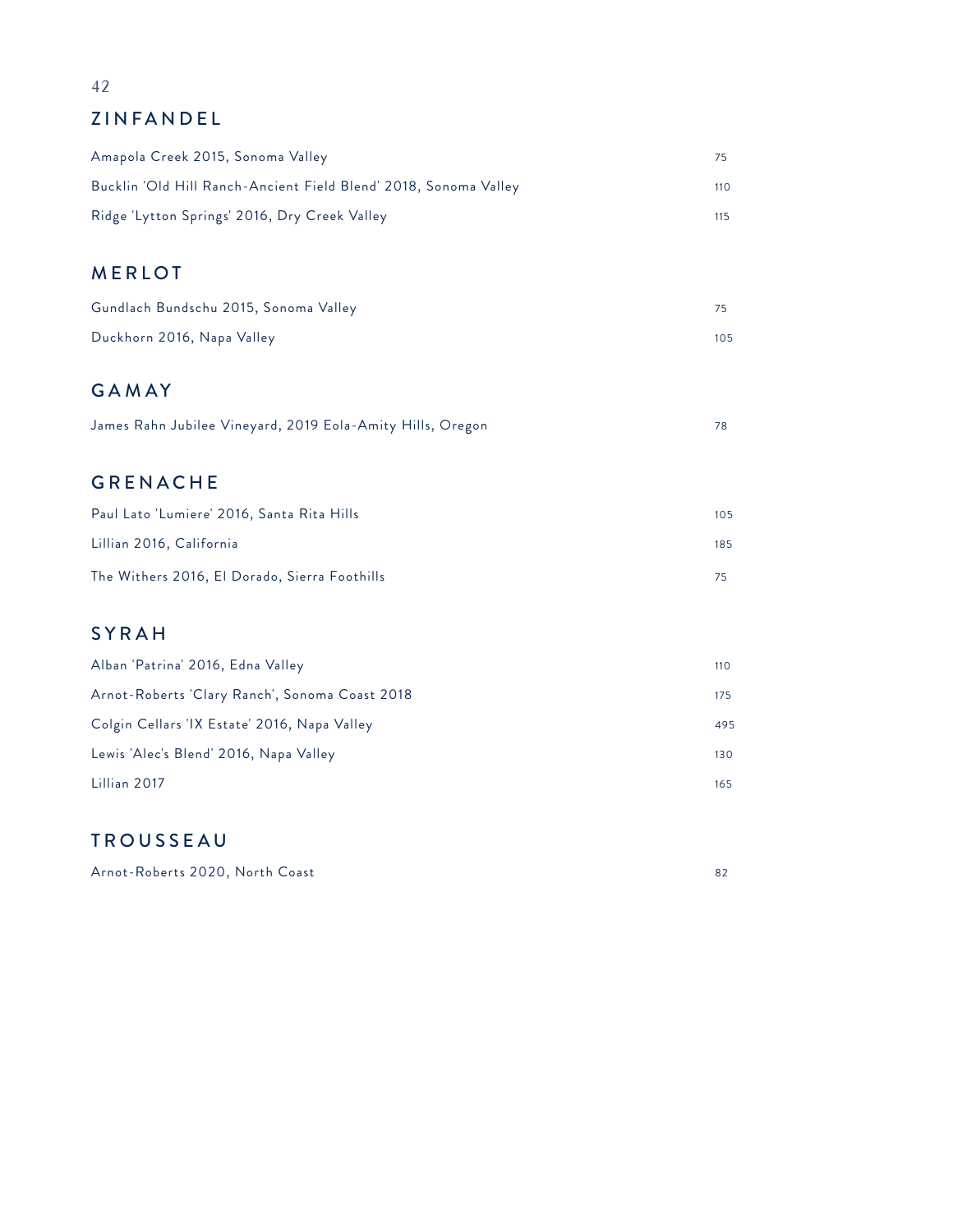## ZINFANDEL

| | |
|---|---|
| Amapola Creek 2015, Sonoma Valley | 75 |
| Bucklin 'Old Hill Ranch-Ancient Field Blend' 2018, Sonoma Valley | 110 |
| Ridge 'Lytton Springs' 2016, Dry Creek Valley | 115 |

## MERLOT

| | |
|---|---|
| Gundlach Bundschu 2015, Sonoma Valley | 75 |
| Duckhorn 2016, Napa Valley | 105 |

## GAMAY

| | |
|---|---|
| James Rahn Jubilee Vineyard, 2019 Eola-Amity Hills, Oregon | 78 |

## GRENACHE

| | |
|---|---|
| Paul Lato 'Lumiere' 2016, Santa Rita Hills | 105 |
| Lillian 2016, California | 185 |
| The Withers 2016, El Dorado, Sierra Foothills | 75 |

## SYRAH

| | |
|---|---|
| Alban 'Patrina' 2016, Edna Valley | 110 |
| Arnot-Roberts 'Clary Ranch', Sonoma Coast 2018 | 175 |
| Colgin Cellars 'IX Estate' 2016, Napa Valley | 495 |
| Lewis 'Alec's Blend' 2016, Napa Valley | 130 |
| Lillian 2017 | 165 |

## TROUSSEAU

| | |
|---|---|
| Arnot-Roberts 2020, North Coast | 82 |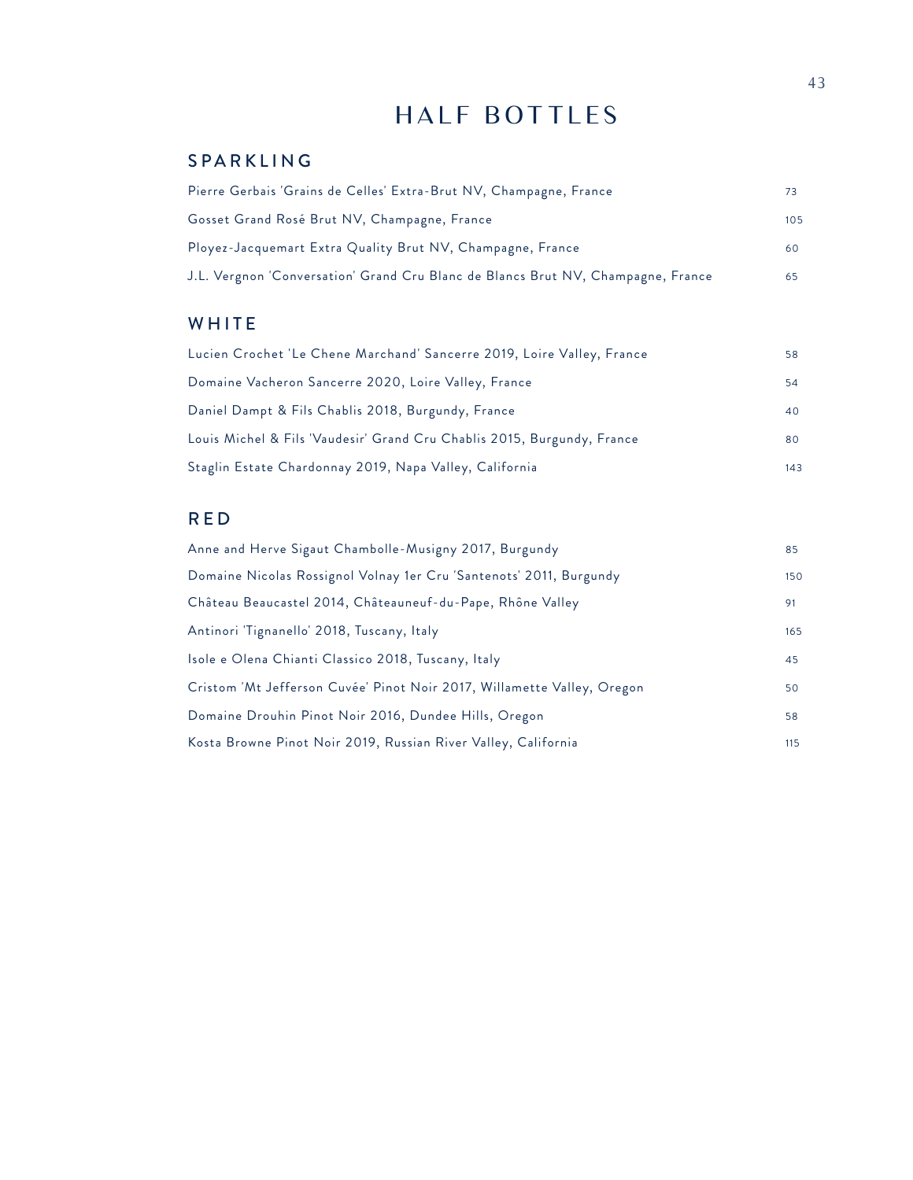# HALF BOTTLES

## SPARKLING

| | |
|---|---|
| Pierre Gerbais 'Grains de Celles' Extra-Brut NV, Champagne, France | 73 |
| Gosset Grand Rosé Brut NV, Champagne, France | 105 |
| Ployez-Jacquemart Extra Quality Brut NV, Champagne, France | 60 |
| J.L. Vergnon 'Conversation' Grand Cru Blanc de Blancs Brut NV, Champagne, France | 65 |

## WHITE

| | |
|---|---|
| Lucien Crochet 'Le Chene Marchand' Sancerre 2019, Loire Valley, France | 58 |
| Domaine Vacheron Sancerre 2020, Loire Valley, France | 54 |
| Daniel Dampt & Fils Chablis 2018, Burgundy, France | 40 |
| Louis Michel & Fils 'Vaudesir' Grand Cru Chablis 2015, Burgundy, France | 80 |
| Staglin Estate Chardonnay 2019, Napa Valley, California | 143 |

## RED

| | |
|---|---|
| Anne and Herve Sigaut Chambolle-Musigny 2017, Burgundy | 85 |
| Domaine Nicolas Rossignol Volnay 1er Cru 'Santenots' 2011, Burgundy | 150 |
| Château Beaucastel 2014, Châteauneuf-du-Pape, Rhône Valley | 91 |
| Antinori 'Tignanello' 2018, Tuscany, Italy | 165 |
| Isole e Olena Chianti Classico 2018, Tuscany, Italy | 45 |
| Cristom 'Mt Jefferson Cuvée' Pinot Noir 2017, Willamette Valley, Oregon | 50 |
| Domaine Drouhin Pinot Noir 2016, Dundee Hills, Oregon | 58 |
| Kosta Browne Pinot Noir 2019, Russian River Valley, California | 115 |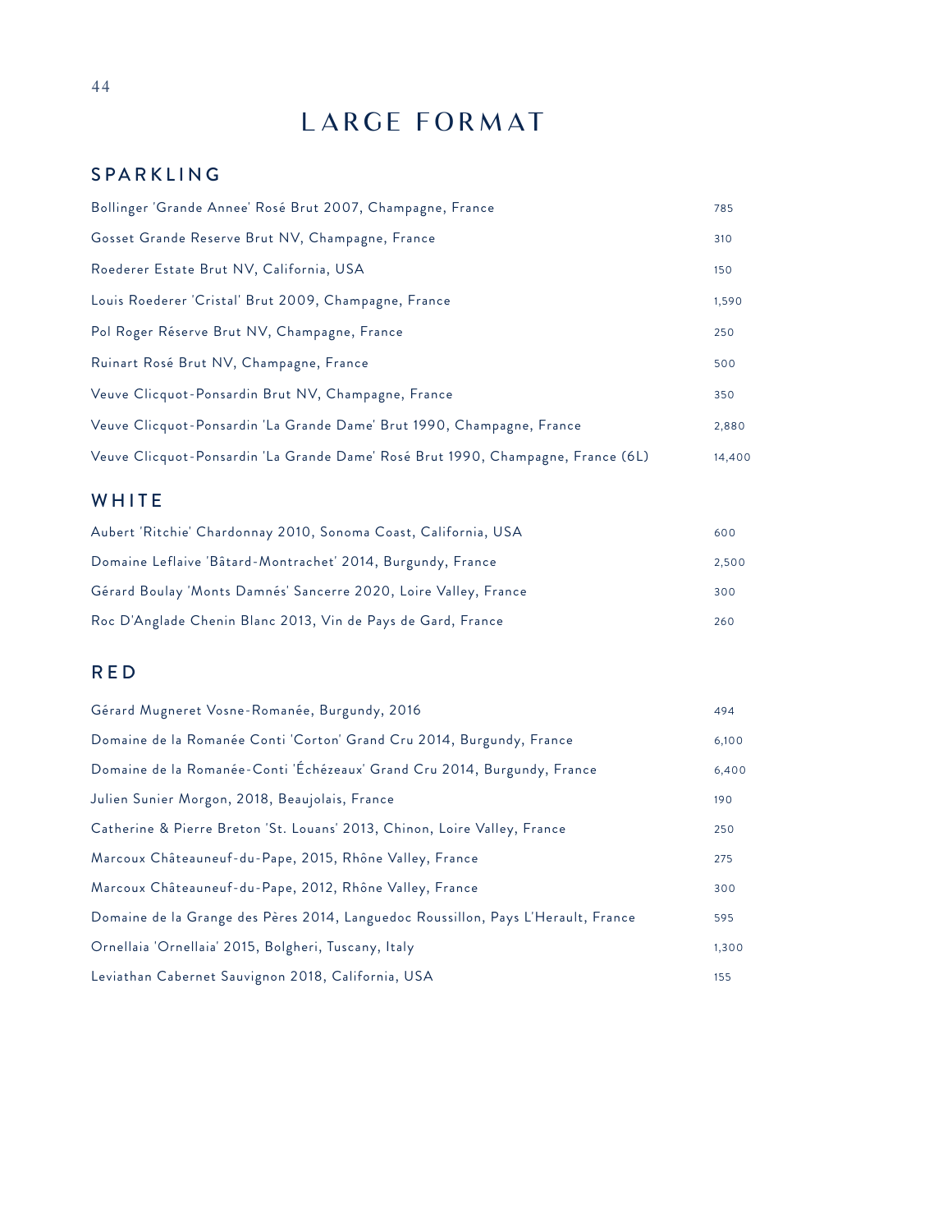# LARGE FORMAT

## SPARKLING

| | |
|---|---|
| Bollinger 'Grande Annee' Rosé Brut 2007, Champagne, France | 785 |
| Gosset Grande Reserve Brut NV, Champagne, France | 310 |
| Roederer Estate Brut NV, California, USA | 150 |
| Louis Roederer 'Cristal' Brut 2009, Champagne, France | 1,590 |
| Pol Roger Réserve Brut NV, Champagne, France | 250 |
| Ruinart Rosé Brut NV, Champagne, France | 500 |
| Veuve Clicquot-Ponsardin Brut NV, Champagne, France | 350 |
| Veuve Clicquot-Ponsardin 'La Grande Dame' Brut 1990, Champagne, France | 2,880 |
| Veuve Clicquot-Ponsardin 'La Grande Dame' Rosé Brut 1990, Champagne, France (6L) | 14,400 |

## WHITE

| | |
|---|---|
| Aubert 'Ritchie' Chardonnay 2010, Sonoma Coast, California, USA | 600 |
| Domaine Leflaive 'Bâtard-Montrachet' 2014, Burgundy, France | 2,500 |
| Gérard Boulay 'Monts Damnés' Sancerre 2020, Loire Valley, France | 300 |
| Roc D'Anglade Chenin Blanc 2013, Vin de Pays de Gard, France | 260 |

## RED

| | |
|---|---|
| Gérard Mugneret Vosne-Romanée, Burgundy, 2016 | 494 |
| Domaine de la Romanée Conti 'Corton' Grand Cru 2014, Burgundy, France | 6,100 |
| Domaine de la Romanée-Conti 'Échézeaux' Grand Cru 2014, Burgundy, France | 6,400 |
| Julien Sunier Morgon, 2018, Beaujolais, France | 190 |
| Catherine & Pierre Breton 'St. Louans' 2013, Chinon, Loire Valley, France | 250 |
| Marcoux Châteauneuf-du-Pape, 2015, Rhône Valley, France | 275 |
| Marcoux Châteauneuf-du-Pape, 2012, Rhône Valley, France | 300 |
| Domaine de la Grange des Pères 2014, Languedoc Roussillon, Pays L'Herault, France | 595 |
| Ornellaia 'Ornellaia' 2015, Bolgheri, Tuscany, Italy | 1,300 |
| Leviathan Cabernet Sauvignon 2018, California, USA | 155 |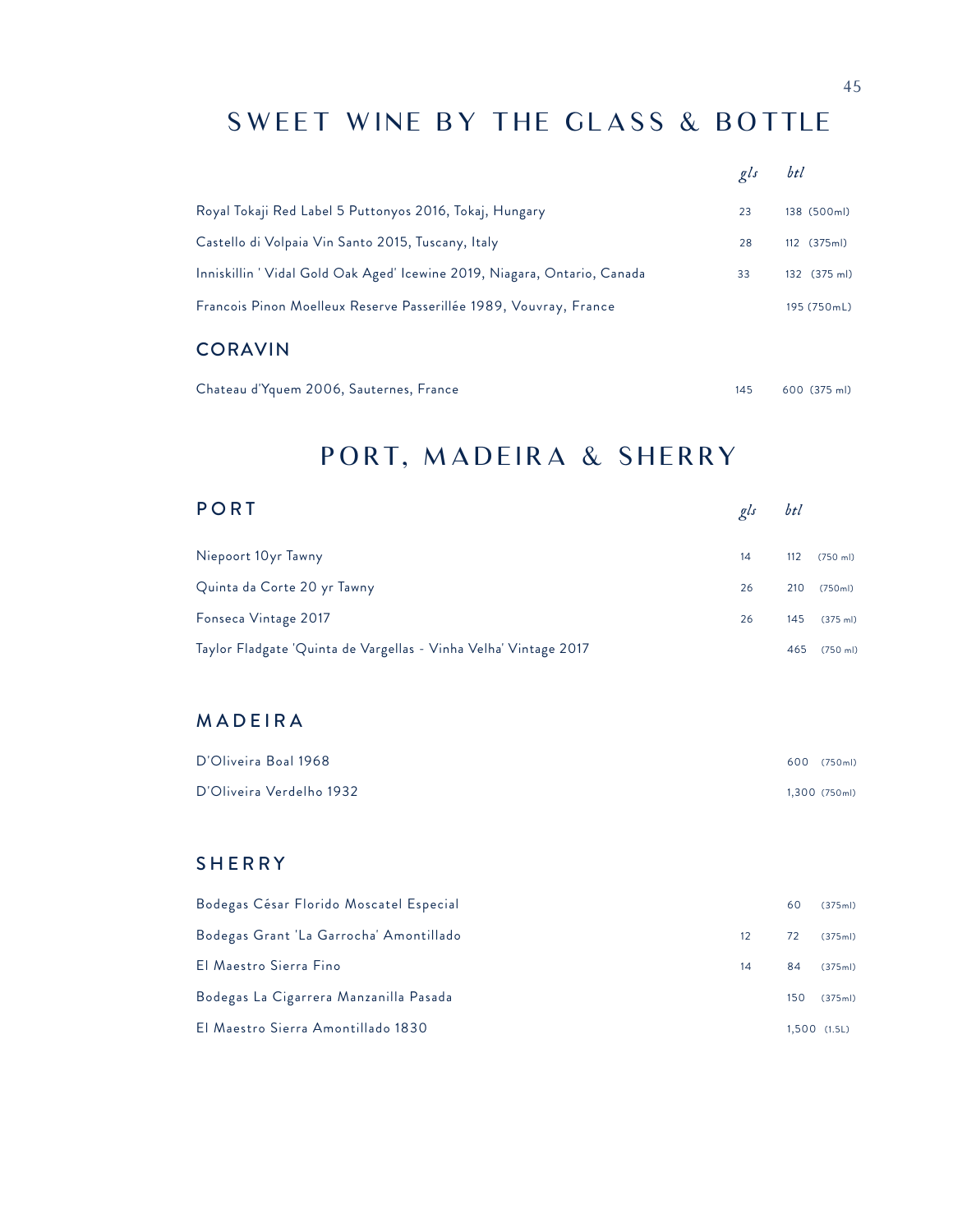# SWEET WINE BY THE GLASS & BOTTLE

| | gls | btl |
|---|---|---|
| Royal Tokaji Red Label 5 Puttonyos 2016, Tokaj, Hungary | 23 | 138 (500ml) |
| Castello di Volpaia Vin Santo 2015, Tuscany, Italy | 28 | 112 (375ml) |
| Inniskillin ' Vidal Gold Oak Aged' Icewine 2019, Niagara, Ontario, Canada | 33 | 132 (375 ml) |
| Francois Pinon Moelleux Reserve Passerillée 1989, Vouvray, France | | 195 (750mL) |

## CORAVIN

| | | |
|---|---|---|
| Chateau d'Yquem 2006, Sauternes, France | 145 | 600 (375 ml) |

# PORT, MADEIRA & SHERRY

## PORT

| | gls | btl |
|---|---|---|
| Niepoort 10yr Tawny | 14 | 112 (750 ml) |
| Quinta da Corte 20 yr Tawny | 26 | 210 (750ml) |
| Fonseca Vintage 2017 | 26 | 145 (375 ml) |
| Taylor Fladgate 'Quinta de Vargellas - Vinha Velha' Vintage 2017 | | 465 (750 ml) |

## MADEIRA

| | | |
|---|---|---|
| D'Oliveira Boal 1968 | | 600 (750ml) |
| D'Oliveira Verdelho 1932 | | 1,300 (750ml) |

## SHERRY

| | | |
|---|---|---|
| Bodegas César Florido Moscatel Especial | | 60 (375ml) |
| Bodegas Grant 'La Garrocha' Amontillado | 12 | 72 (375ml) |
| El Maestro Sierra Fino | 14 | 84 (375ml) |
| Bodegas La Cigarrera Manzanilla Pasada | | 150 (375ml) |
| El Maestro Sierra Amontillado 1830 | | 1,500 (1.5L) |